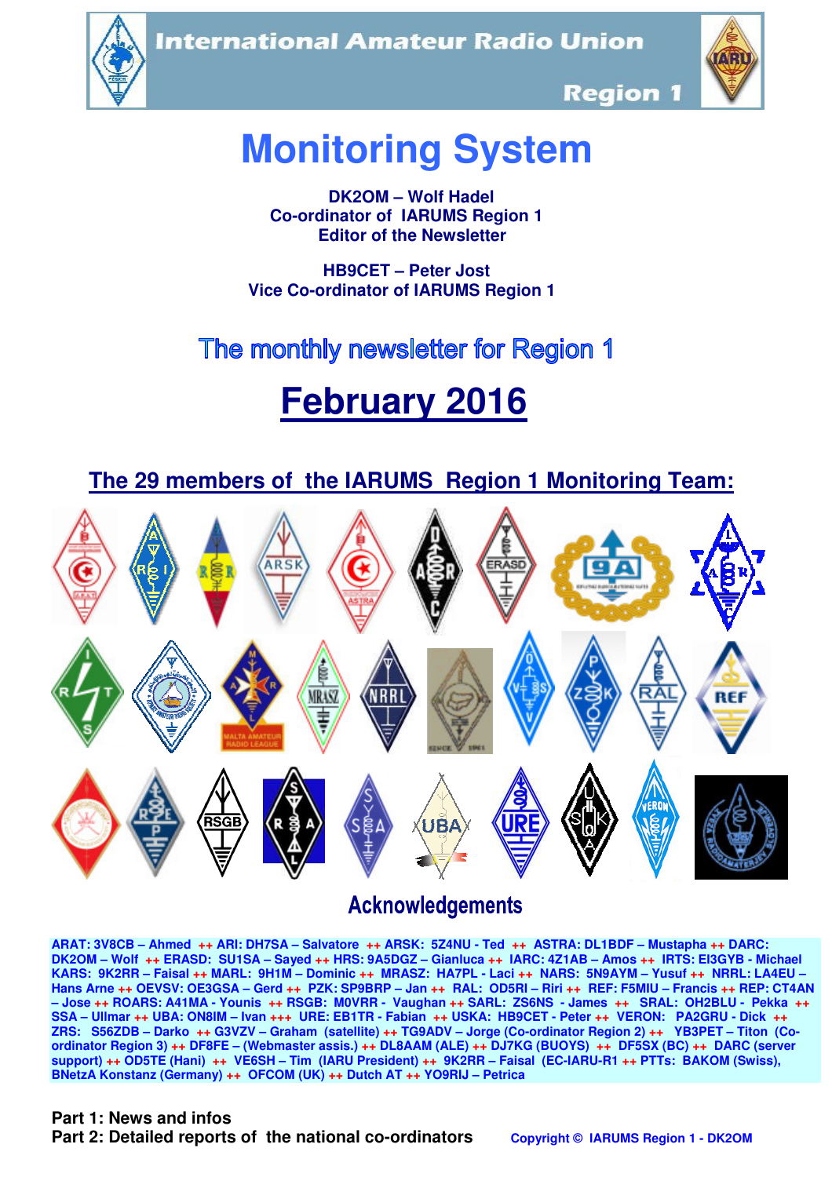International Amateur Radio Union

Region 1

# Monitoring System

**DK2OM – Wolf Hadel**
**Co-ordinator of IARUMS Region 1**
**Editor of the Newsletter**

**HB9CET – Peter Jost**
**Vice Co-ordinator of IARUMS Region 1**

## The monthly newsletter for Region 1

# February 2016

## The 29 members of the IARUMS Region 1 Monitoring Team:

## Acknowledgements

**ARAT: 3V8CB – Ahmed ++ ARI: DH7SA – Salvatore ++ ARSK: 5Z4NU - Ted ++ ASTRA: DL1BDF – Mustapha ++ DARC: DK2OM – Wolf ++ ERASD: SU1SA – Sayed ++ HRS: 9A5DGZ – Gianluca ++ IARC: 4Z1AB – Amos ++ IRTS: EI3GYB - Michael KARS: 9K2RR – Faisal ++ MARL: 9H1M – Dominic ++ MRASZ: HA7PL - Laci ++ NARS: 5N9AYM – Yusuf ++ NRRL: LA4EU – Hans Arne ++ OEVSV: OE3GSA – Gerd ++ PZK: SP9BRP – Jan ++ RAL: OD5RI – Riri ++ REF: F5MIU – Francis ++ REP: CT4AN – Jose ++ ROARS: A41MA - Younis ++ RSGB: M0VRR - Vaughan ++ SARL: ZS6NS - James ++ SRAL: OH2BLU - Pekka ++ SSA – Ullmar ++ UBA: ON8IM – Ivan +++ URE: EB1TR - Fabian ++ USKA: HB9CET - Peter ++ VERON: PA2GRU - Dick ++ ZRS: S56ZDB – Darko ++ G3VZV – Graham (satellite) ++ TG9ADV – Jorge (Co-ordinator Region 2) ++ YB3PET – Titon (Co-ordinator Region 3) ++ DF8FE – (Webmaster assis.) ++ DL8AAM (ALE) ++ DJ7KG (BUOYS) ++ DF5SX (BC) ++ DARC (server support) ++ OD5TE (Hani) ++ VE6SH – Tim (IARU President) ++ 9K2RR – Faisal (EC-IARU-R1 ++ PTTs: BAKOM (Swiss), BNetzA Konstanz (Germany) ++ OFCOM (UK) ++ Dutch AT ++ YO9RIJ – Petrica**

**Part 1: News and infos**
**Part 2: Detailed reports of the national co-ordinators**

Copyright © IARUMS Region 1 - DK2OM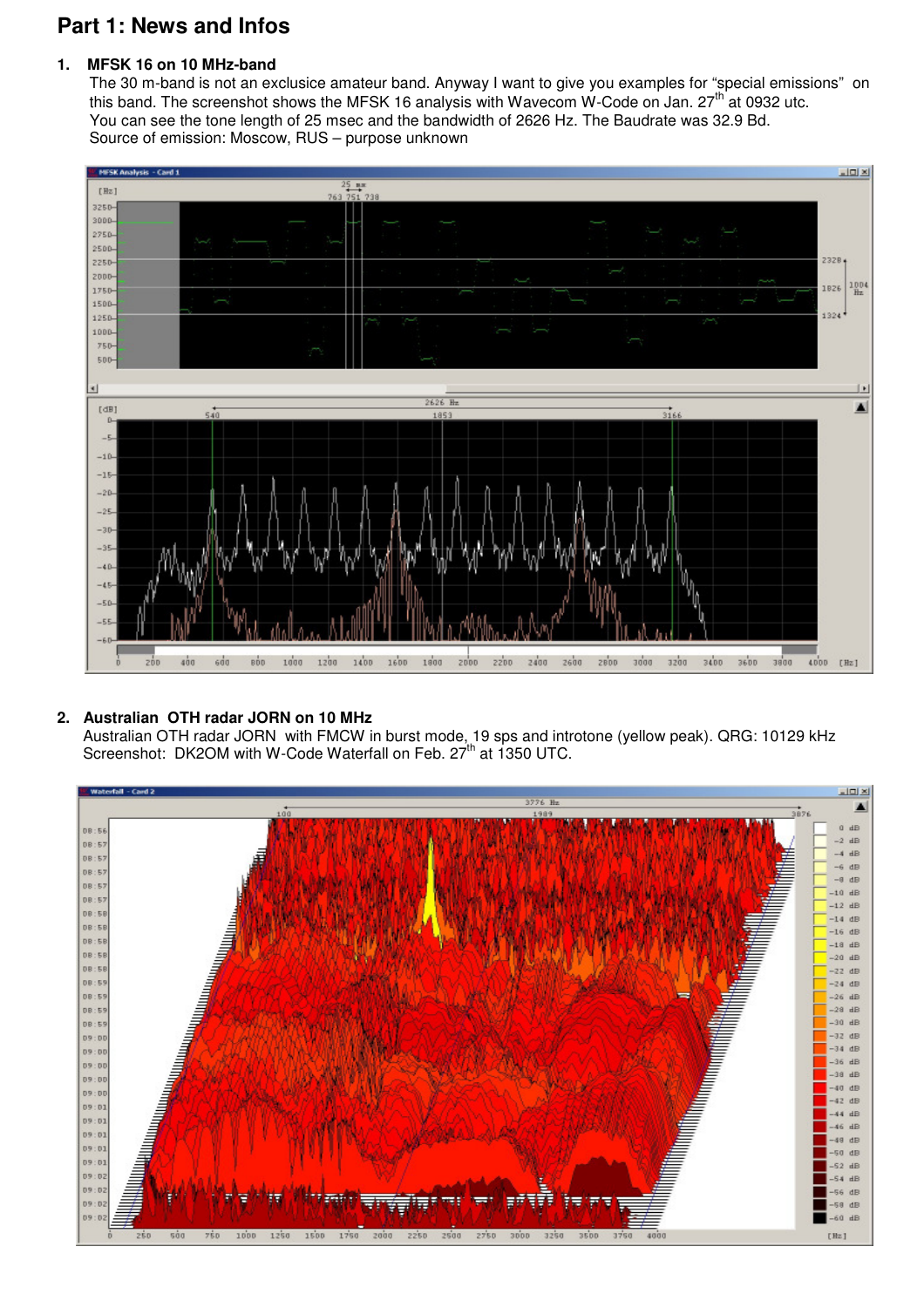# Part 1: News and Infos

## 1. MFSK 16 on 10 MHz-band

The 30 m-band is not an exclusice amateur band. Anyway I want to give you examples for "special emissions" on this band. The screenshot shows the MFSK 16 analysis with Wavecom W-Code on Jan. 27th at 0932 utc.
You can see the tone length of 25 msec and the bandwidth of 2626 Hz. The Baudrate was 32.9 Bd.
Source of emission: Moscow, RUS – purpose unknown

## 2. Australian OTH radar JORN on 10 MHz

Australian OTH radar JORN with FMCW in burst mode, 19 sps and introtone (yellow peak). QRG: 10129 kHz
Screenshot: DK2OM with W-Code Waterfall on Feb. 27th at 1350 UTC.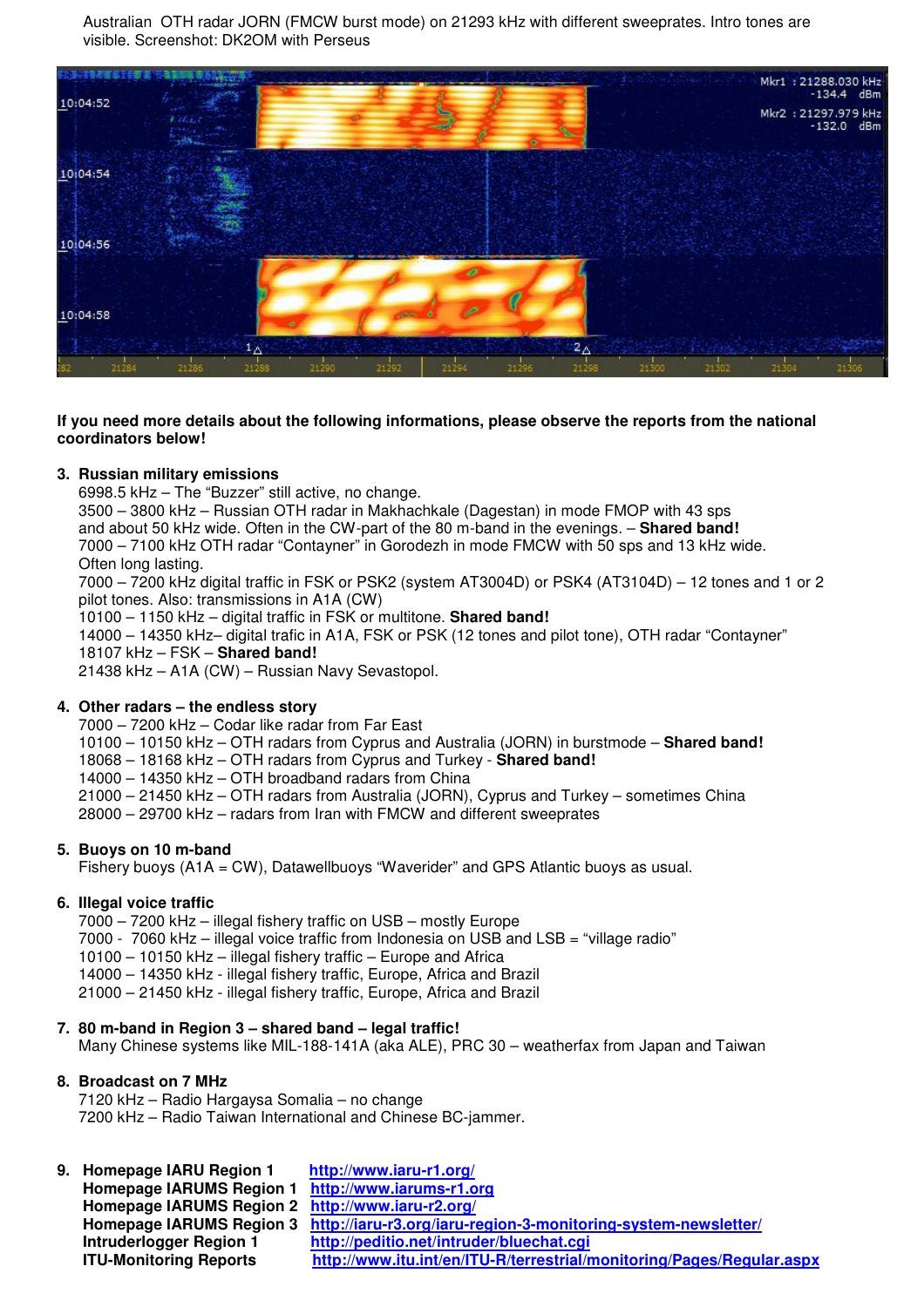Australian OTH radar JORN (FMCW burst mode) on 21293 kHz with different sweeprates. Intro tones are visible. Screenshot: DK2OM with Perseus

**If you need more details about the following informations, please observe the reports from the national coordinators below!**

3. **Russian military emissions**
   6998.5 kHz – The "Buzzer" still active, no change.
   3500 – 3800 kHz – Russian OTH radar in Makhachkale (Dagestan) in mode FMOP with 43 sps and about 50 kHz wide. Often in the CW-part of the 80 m-band in the evenings. – **Shared band!**
   7000 – 7100 kHz OTH radar "Contayner" in Gorodezh in mode FMCW with 50 sps and 13 kHz wide. Often long lasting.
   7000 – 7200 kHz digital traffic in FSK or PSK2 (system AT3004D) or PSK4 (AT3104D) – 12 tones and 1 or 2 pilot tones. Also: transmissions in A1A (CW)
   10100 – 1150 kHz – digital traffic in FSK or multitone. **Shared band!**
   14000 – 14350 kHz– digital trafic in A1A, FSK or PSK (12 tones and pilot tone), OTH radar "Contayner"
   18107 kHz – FSK – **Shared band!**
   21438 kHz – A1A (CW) – Russian Navy Sevastopol.

4. **Other radars – the endless story**
   7000 – 7200 kHz – Codar like radar from Far East
   10100 – 10150 kHz – OTH radars from Cyprus and Australia (JORN) in burstmode – **Shared band!**
   18068 – 18168 kHz – OTH radars from Cyprus and Turkey - **Shared band!**
   14000 – 14350 kHz – OTH broadband radars from China
   21000 – 21450 kHz – OTH radars from Australia (JORN), Cyprus and Turkey – sometimes China
   28000 – 29700 kHz – radars from Iran with FMCW and different sweeprates

5. **Buoys on 10 m-band**
   Fishery buoys (A1A = CW), Datawellbuoys "Waverider" and GPS Atlantic buoys as usual.

6. **Illegal voice traffic**
   7000 – 7200 kHz – illegal fishery traffic on USB – mostly Europe
   7000 - 7060 kHz – illegal voice traffic from Indonesia on USB and LSB = "village radio"
   10100 – 10150 kHz – illegal fishery traffic – Europe and Africa
   14000 – 14350 kHz - illegal fishery traffic, Europe, Africa and Brazil
   21000 – 21450 kHz - illegal fishery traffic, Europe, Africa and Brazil

7. **80 m-band in Region 3 – shared band – legal traffic!**
   Many Chinese systems like MIL-188-141A (aka ALE), PRC 30 – weatherfax from Japan and Taiwan

8. **Broadcast on 7 MHz**
   7120 kHz – Radio Hargaysa Somalia – no change
   7200 kHz – Radio Taiwan International and Chinese BC-jammer.

9. **Homepage IARU Region 1** http://www.iaru-r1.org/
   **Homepage IARUMS Region 1** http://www.iarums-r1.org
   **Homepage IARUMS Region 2** http://www.iaru-r2.org/
   **Homepage IARUMS Region 3** http://iaru-r3.org/iaru-region-3-monitoring-system-newsletter/
   **Intruderlogger Region 1** http://peditio.net/intruder/bluechat.cgi
   **ITU-Monitoring Reports** http://www.itu.int/en/ITU-R/terrestrial/monitoring/Pages/Regular.aspx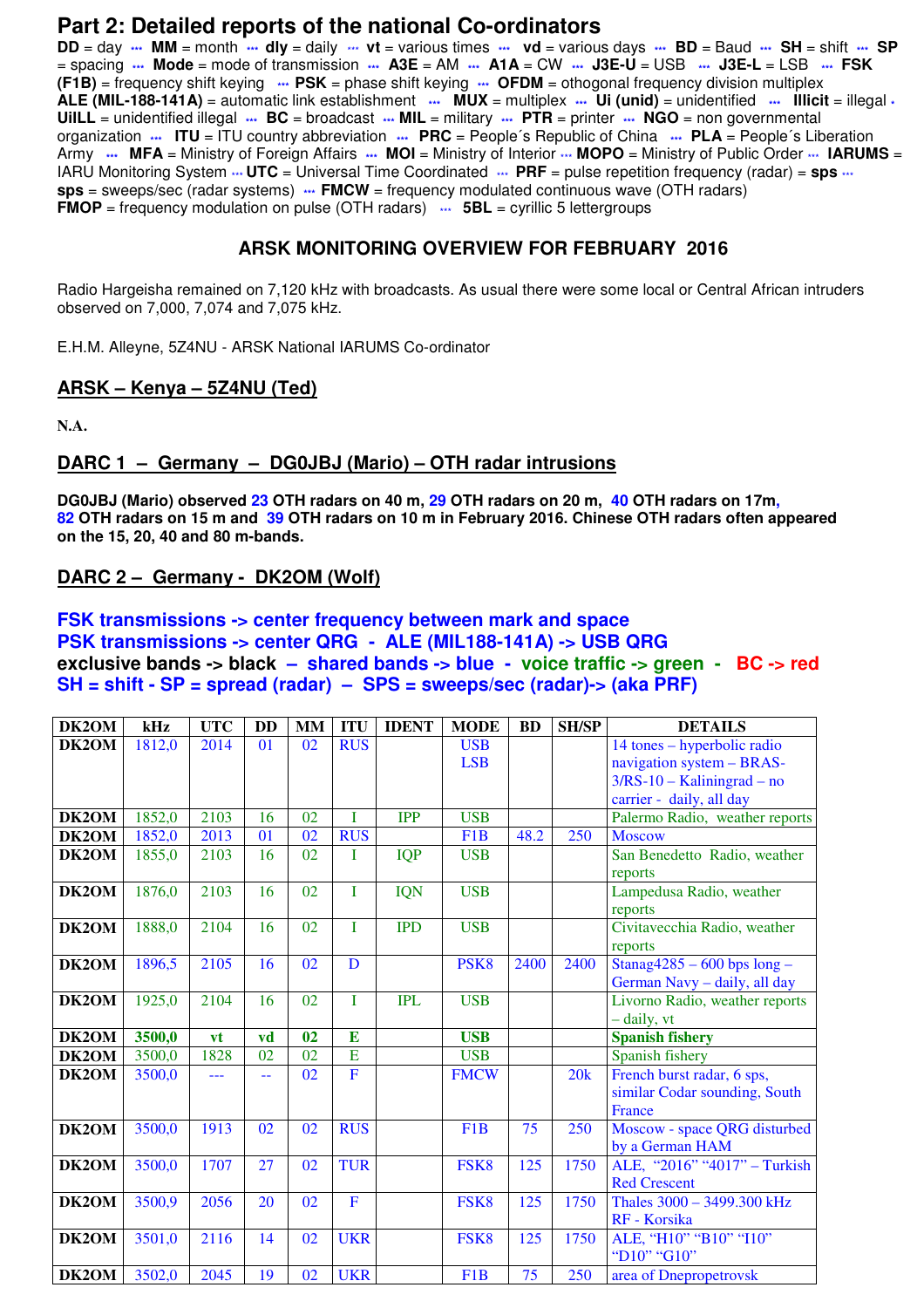# Part 2: Detailed reports of the national Co-ordinators

**DD** = day ··· **MM** = month ··· **dly** = daily ··· **vt** = various times ··· **vd** = various days ··· **BD** = Baud ··· **SH** = shift ··· **SP** = spacing ··· **Mode** = mode of transmission ··· **A3E** = AM ··· **A1A** = CW ··· **J3E-U** = USB ··· **J3E-L** = LSB ··· **FSK (F1B)** = frequency shift keying ··· **PSK** = phase shift keying ··· **OFDM** = othogonal frequency division multiplex **ALE (MIL-188-141A)** = automatic link establishment ··· **MUX** = multiplex ··· **Ui (unid)** = unidentified ··· **Illicit** = illegal · **UiILL** = unidentified illegal ··· **BC** = broadcast ··· **MIL** = military ··· **PTR** = printer ··· **NGO** = non governmental organization ··· **ITU** = ITU country abbreviation ··· **PRC** = People´s Republic of China ··· **PLA** = People´s Liberation Army ··· **MFA** = Ministry of Foreign Affairs ··· **MOI** = Ministry of Interior ··· **MOPO** = Ministry of Public Order ··· **IARUMS** = IARU Monitoring System ··· **UTC** = Universal Time Coordinated ··· **PRF** = pulse repetition frequency (radar) = **sps** ··· **sps** = sweeps/sec (radar systems) ··· **FMCW** = frequency modulated continuous wave (OTH radars) **FMOP** = frequency modulation on pulse (OTH radars) ··· **5BL** = cyrillic 5 lettergroups

## ARSK MONITORING OVERVIEW FOR FEBRUARY 2016

Radio Hargeisha remained on 7,120 kHz with broadcasts. As usual there were some local or Central African intruders observed on 7,000, 7,074 and 7,075 kHz.

E.H.M. Alleyne, 5Z4NU - ARSK National IARUMS Co-ordinator

## ARSK – Kenya – 5Z4NU (Ted)

**N.A.**

## DARC 1 – Germany – DG0JBJ (Mario) – OTH radar intrusions

**DG0JBJ (Mario) observed 23 OTH radars on 40 m, 29 OTH radars on 20 m, 40 OTH radars on 17m, 82 OTH radars on 15 m and 39 OTH radars on 10 m in February 2016. Chinese OTH radars often appeared on the 15, 20, 40 and 80 m-bands.**

## DARC 2 – Germany - DK2OM (Wolf)

**FSK transmissions -> center frequency between mark and space**
**PSK transmissions -> center QRG - ALE (MIL188-141A) -> USB QRG**
**exclusive bands -> black – shared bands -> blue - voice traffic -> green - BC -> red**
**SH = shift - SP = spread (radar) – SPS = sweeps/sec (radar)-> (aka PRF)**

| DK2OM | kHz | UTC | DD | MM | ITU | IDENT | MODE | BD | SH/SP | DETAILS |
|---|---|---|---|---|---|---|---|---|---|---|
| DK2OM | 1812,0 | 2014 | 01 | 02 | RUS | | USB LSB | | | 14 tones – hyperbolic radio navigation system – BRAS-3/RS-10 – Kaliningrad – no carrier - daily, all day |
| DK2OM | 1852,0 | 2103 | 16 | 02 | I | IPP | USB | | | Palermo Radio, weather reports |
| DK2OM | 1852,0 | 2013 | 01 | 02 | RUS | | F1B | 48.2 | 250 | Moscow |
| DK2OM | 1855,0 | 2103 | 16 | 02 | I | IQP | USB | | | San Benedetto Radio, weather reports |
| DK2OM | 1876,0 | 2103 | 16 | 02 | I | IQN | USB | | | Lampedusa Radio, weather reports |
| DK2OM | 1888,0 | 2104 | 16 | 02 | I | IPD | USB | | | Civitavecchia Radio, weather reports |
| DK2OM | 1896,5 | 2105 | 16 | 02 | D | | PSK8 | 2400 | 2400 | Stanag4285 – 600 bps long – German Navy – daily, all day |
| DK2OM | 1925,0 | 2104 | 16 | 02 | I | IPL | USB | | | Livorno Radio, weather reports – daily, vt |
| **DK2OM** | **3500,0** | **vt** | **vd** | **02** | **E** | | **USB** | | | **Spanish fishery** |
| DK2OM | 3500,0 | 1828 | 02 | 02 | E | | USB | | | Spanish fishery |
| DK2OM | 3500,0 | --- | -- | 02 | F | | FMCW | | 20k | French burst radar, 6 sps, similar Codar sounding, South France |
| DK2OM | 3500,0 | 1913 | 02 | 02 | RUS | | F1B | 75 | 250 | Moscow - space QRG disturbed by a German HAM |
| DK2OM | 3500,0 | 1707 | 27 | 02 | TUR | | FSK8 | 125 | 1750 | ALE, “2016” “4017” – Turkish Red Crescent |
| DK2OM | 3500,9 | 2056 | 20 | 02 | F | | FSK8 | 125 | 1750 | Thales 3000 – 3499.300 kHz RF - Korsika |
| DK2OM | 3501,0 | 2116 | 14 | 02 | UKR | | FSK8 | 125 | 1750 | ALE, “H10” “B10” “I10” “D10” “G10” |
| DK2OM | 3502,0 | 2045 | 19 | 02 | UKR | | F1B | 75 | 250 | area of Dnepropetrovsk |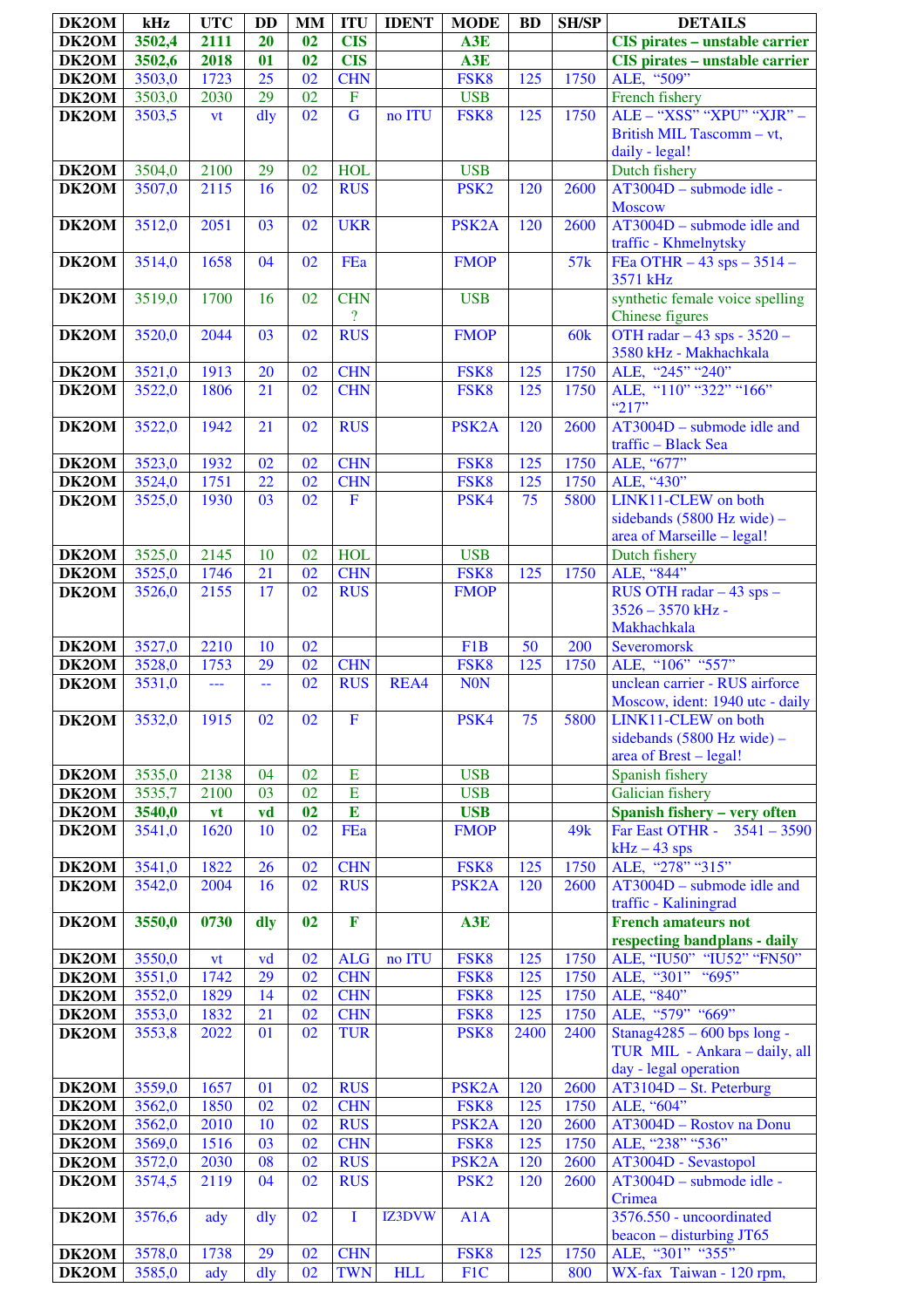| DK2OM | kHz | UTC | DD | MM | ITU | IDENT | MODE | BD | SH/SP | DETAILS |
|---|---|---|---|---|---|---|---|---|---|---|
| **DK2OM** | **3502,4** | **2111** | **20** | **02** | **CIS** | | **A3E** | | | **CIS pirates – unstable carrier** |
| **DK2OM** | **3502,6** | **2018** | **01** | **02** | **CIS** | | **A3E** | | | **CIS pirates – unstable carrier** |
| **DK2OM** | 3503,0 | 1723 | 25 | 02 | CHN | | FSK8 | 125 | 1750 | ALE, "509" |
| **DK2OM** | 3503,0 | 2030 | 29 | 02 | F | | USB | | | French fishery |
| **DK2OM** | 3503,5 | vt | dly | 02 | G | no ITU | FSK8 | 125 | 1750 | ALE – "XSS" "XPU" "XJR" – British MIL Tascomm – vt, daily - legal! |
| **DK2OM** | 3504,0 | 2100 | 29 | 02 | HOL | | USB | | | Dutch fishery |
| **DK2OM** | 3507,0 | 2115 | 16 | 02 | RUS | | PSK2 | 120 | 2600 | AT3004D – submode idle - Moscow |
| **DK2OM** | 3512,0 | 2051 | 03 | 02 | UKR | | PSK2A | 120 | 2600 | AT3004D – submode idle and traffic - Khmelnytsky |
| **DK2OM** | 3514,0 | 1658 | 04 | 02 | FEa | | FMOP | | 57k | FEa OTHR – 43 sps – 3514 – 3571 kHz |
| **DK2OM** | 3519,0 | 1700 | 16 | 02 | CHN ? | | USB | | | synthetic female voice spelling Chinese figures |
| **DK2OM** | 3520,0 | 2044 | 03 | 02 | RUS | | FMOP | | 60k | OTH radar – 43 sps - 3520 – 3580 kHz - Makhachkala |
| **DK2OM** | 3521,0 | 1913 | 20 | 02 | CHN | | FSK8 | 125 | 1750 | ALE, "245" "240" |
| **DK2OM** | 3522,0 | 1806 | 21 | 02 | CHN | | FSK8 | 125 | 1750 | ALE, "110" "322" "166" "217" |
| **DK2OM** | 3522,0 | 1942 | 21 | 02 | RUS | | PSK2A | 120 | 2600 | AT3004D – submode idle and traffic – Black Sea |
| **DK2OM** | 3523,0 | 1932 | 02 | 02 | CHN | | FSK8 | 125 | 1750 | ALE, "677" |
| **DK2OM** | 3524,0 | 1751 | 22 | 02 | CHN | | FSK8 | 125 | 1750 | ALE, "430" |
| **DK2OM** | 3525,0 | 1930 | 03 | 02 | F | | PSK4 | 75 | 5800 | LINK11-CLEW on both sidebands (5800 Hz wide) – area of Marseille – legal! |
| **DK2OM** | 3525,0 | 2145 | 10 | 02 | HOL | | USB | | | Dutch fishery |
| **DK2OM** | 3525,0 | 1746 | 21 | 02 | CHN | | FSK8 | 125 | 1750 | ALE, "844" |
| **DK2OM** | 3526,0 | 2155 | 17 | 02 | RUS | | FMOP | | | RUS OTH radar – 43 sps – 3526 – 3570 kHz - Makhachkala |
| **DK2OM** | 3527,0 | 2210 | 10 | 02 | | | F1B | 50 | 200 | Severomorsk |
| **DK2OM** | 3528,0 | 1753 | 29 | 02 | CHN | | FSK8 | 125 | 1750 | ALE, "106" "557" |
| **DK2OM** | 3531,0 | --- | -- | 02 | RUS | REA4 | N0N | | | unclean carrier - RUS airforce Moscow, ident: 1940 utc - daily |
| **DK2OM** | 3532,0 | 1915 | 02 | 02 | F | | PSK4 | 75 | 5800 | LINK11-CLEW on both sidebands (5800 Hz wide) – area of Brest – legal! |
| **DK2OM** | 3535,0 | 2138 | 04 | 02 | E | | USB | | | Spanish fishery |
| **DK2OM** | 3535,7 | 2100 | 03 | 02 | E | | USB | | | Galician fishery |
| **DK2OM** | **3540,0** | **vt** | **vd** | **02** | **E** | | **USB** | | | **Spanish fishery – very often** |
| **DK2OM** | 3541,0 | 1620 | 10 | 02 | FEa | | FMOP | | 49k | Far East OTHR - 3541 – 3590 kHz – 43 sps |
| **DK2OM** | 3541,0 | 1822 | 26 | 02 | CHN | | FSK8 | 125 | 1750 | ALE, "278" "315" |
| **DK2OM** | 3542,0 | 2004 | 16 | 02 | RUS | | PSK2A | 120 | 2600 | AT3004D – submode idle and traffic - Kaliningrad |
| **DK2OM** | **3550,0** | **0730** | **dly** | **02** | **F** | | **A3E** | | | **French amateurs not respecting bandplans - daily** |
| **DK2OM** | 3550,0 | vt | vd | 02 | ALG | no ITU | FSK8 | 125 | 1750 | ALE, "IU50" "IU52" "FN50" |
| **DK2OM** | 3551,0 | 1742 | 29 | 02 | CHN | | FSK8 | 125 | 1750 | ALE, "301" "695" |
| **DK2OM** | 3552,0 | 1829 | 14 | 02 | CHN | | FSK8 | 125 | 1750 | ALE, "840" |
| **DK2OM** | 3553,0 | 1832 | 21 | 02 | CHN | | FSK8 | 125 | 1750 | ALE, "579" "669" |
| **DK2OM** | 3553,8 | 2022 | 01 | 02 | TUR | | PSK8 | 2400 | 2400 | Stanag4285 – 600 bps long - TUR MIL - Ankara – daily, all day - legal operation |
| **DK2OM** | 3559,0 | 1657 | 01 | 02 | RUS | | PSK2A | 120 | 2600 | AT3104D – St. Peterburg |
| **DK2OM** | 3562,0 | 1850 | 02 | 02 | CHN | | FSK8 | 125 | 1750 | ALE, "604" |
| **DK2OM** | 3562,0 | 2010 | 10 | 02 | RUS | | PSK2A | 120 | 2600 | AT3004D – Rostov na Donu |
| **DK2OM** | 3569,0 | 1516 | 03 | 02 | CHN | | FSK8 | 125 | 1750 | ALE, "238" "536" |
| **DK2OM** | 3572,0 | 2030 | 08 | 02 | RUS | | PSK2A | 120 | 2600 | AT3004D - Sevastopol |
| **DK2OM** | 3574,5 | 2119 | 04 | 02 | RUS | | PSK2 | 120 | 2600 | AT3004D – submode idle - Crimea |
| **DK2OM** | 3576,6 | ady | dly | 02 | I | IZ3DVW | A1A | | | 3576.550 - uncoordinated beacon – disturbing JT65 |
| **DK2OM** | 3578,0 | 1738 | 29 | 02 | CHN | | FSK8 | 125 | 1750 | ALE, "301" "355" |
| **DK2OM** | 3585,0 | ady | dly | 02 | TWN | HLL | F1C | | 800 | WX-fax Taiwan - 120 rpm, |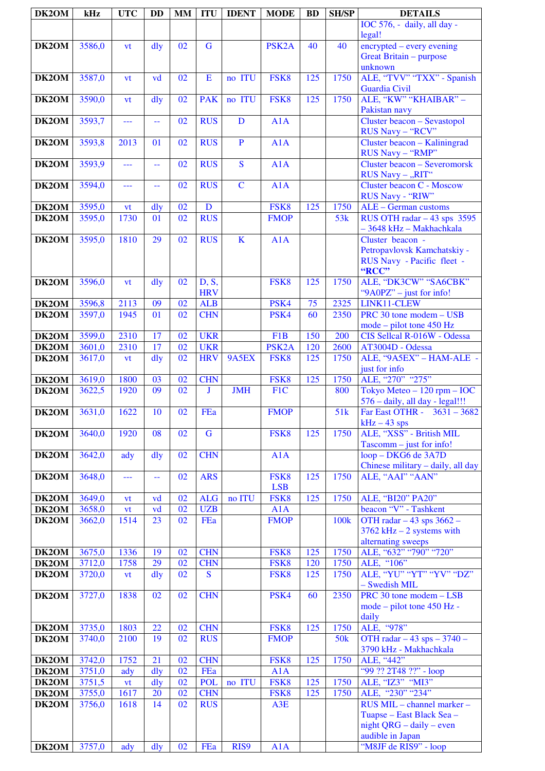| DK2OM | kHz | UTC | DD | MM | ITU | IDENT | MODE | BD | SH/SP | DETAILS |
|---|---|---|---|---|---|---|---|---|---|---|
| | | | | | | | | | | IOC 576, - daily, all day - legal! |
| DK2OM | 3586,0 | vt | dly | 02 | G | | PSK2A | 40 | 40 | encrypted – every evening Great Britain – purpose unknown |
| DK2OM | 3587,0 | vt | vd | 02 | E | no ITU | FSK8 | 125 | 1750 | ALE, "TVV" "TXX" - Spanish Guardia Civil |
| DK2OM | 3590,0 | vt | dly | 02 | PAK | no ITU | FSK8 | 125 | 1750 | ALE, "KW" "KHAIBAR" – Pakistan navy |
| DK2OM | 3593,7 | --- | -- | 02 | RUS | D | A1A | | | Cluster beacon – Sevastopol RUS Navy – "RCV" |
| DK2OM | 3593,8 | 2013 | 01 | 02 | RUS | P | A1A | | | Cluster beacon – Kaliningrad RUS Navy – "RMP" |
| DK2OM | 3593,9 | --- | -- | 02 | RUS | S | A1A | | | Cluster beacon – Severomorsk RUS Navy – „RIT" |
| DK2OM | 3594,0 | --- | -- | 02 | RUS | C | A1A | | | Cluster beacon C - Moscow RUS Navy - "RIW" |
| DK2OM | 3595,0 | vt | dly | 02 | D | | FSK8 | 125 | 1750 | ALE – German customs |
| DK2OM | 3595,0 | 1730 | 01 | 02 | RUS | | FMOP | | 53k | RUS OTH radar – 43 sps 3595 – 3648 kHz – Makhachkala |
| DK2OM | 3595,0 | 1810 | 29 | 02 | RUS | K | A1A | | | Cluster beacon - Petropavlovsk Kamchatskiy - RUS Navy - Pacific fleet - **"RCC"** |
| DK2OM | 3596,0 | vt | dly | 02 | D, S, HRV | | FSK8 | 125 | 1750 | ALE, "DK3CW" "SA6CBK" "9A0PZ" – just for info! |
| DK2OM | 3596,8 | 2113 | 09 | 02 | ALB | | PSK4 | 75 | 2325 | LINK11-CLEW |
| DK2OM | 3597,0 | 1945 | 01 | 02 | CHN | | PSK4 | 60 | 2350 | PRC 30 tone modem – USB mode – pilot tone 450 Hz |
| DK2OM | 3599,0 | 2310 | 17 | 02 | UKR | | F1B | 150 | 200 | CIS Sellcal R-016W - Odessa |
| DK2OM | 3601,0 | 2310 | 17 | 02 | UKR | | PSK2A | 120 | 2600 | AT3004D - Odessa |
| DK2OM | 3617,0 | vt | dly | 02 | HRV | 9A5EX | FSK8 | 125 | 1750 | ALE, "9A5EX" – HAM-ALE - just for info |
| DK2OM | 3619,0 | 1800 | 03 | 02 | CHN | | FSK8 | 125 | 1750 | ALE, "270" "275" |
| DK2OM | 3622,5 | 1920 | 09 | 02 | J | JMH | F1C | | 800 | Tokyo Meteo – 120 rpm – IOC 576 – daily, all day - legal!!! |
| DK2OM | 3631,0 | 1622 | 10 | 02 | FEa | | FMOP | | 51k | Far East OTHR - 3631 – 3682 kHz – 43 sps |
| DK2OM | 3640,0 | 1920 | 08 | 02 | G | | FSK8 | 125 | 1750 | ALE, "XSS" - British MIL Tascomm – just for info! |
| DK2OM | 3642,0 | ady | dly | 02 | CHN | | A1A | | | loop – DKG6 de 3A7D Chinese military – daily, all day |
| DK2OM | 3648,0 | --- | -- | 02 | ARS | | FSK8 LSB | 125 | 1750 | ALE, "AAI" "AAN" |
| DK2OM | 3649,0 | vt | vd | 02 | ALG | no ITU | FSK8 | 125 | 1750 | ALE, "BI20" PA20" |
| DK2OM | 3658,0 | vt | vd | 02 | UZB | | A1A | | | beacon "V" - Tashkent |
| DK2OM | 3662,0 | 1514 | 23 | 02 | FEa | | FMOP | | 100k | OTH radar – 43 sps 3662 – 3762 kHz – 2 systems with alternating sweeps |
| DK2OM | 3675,0 | 1336 | 19 | 02 | CHN | | FSK8 | 125 | 1750 | ALE, "632" "790" "720" |
| DK2OM | 3712,0 | 1758 | 29 | 02 | CHN | | FSK8 | 120 | 1750 | ALE, "106" |
| DK2OM | 3720,0 | vt | dly | 02 | S | | FSK8 | 125 | 1750 | ALE, "YU" "YT" "YV" "DZ" – Swedish MIL |
| DK2OM | 3727,0 | 1838 | 02 | 02 | CHN | | PSK4 | 60 | 2350 | PRC 30 tone modem – LSB mode – pilot tone 450 Hz - daily |
| DK2OM | 3735,0 | 1803 | 22 | 02 | CHN | | FSK8 | 125 | 1750 | ALE, "978" |
| DK2OM | 3740,0 | 2100 | 19 | 02 | RUS | | FMOP | | 50k | OTH radar – 43 sps – 3740 – 3790 kHz - Makhachkala |
| DK2OM | 3742,0 | 1752 | 21 | 02 | CHN | | FSK8 | 125 | 1750 | ALE, "442" |
| DK2OM | 3751,0 | ady | dly | 02 | FEa | | A1A | | | "99 ?? 2T48 ??" - loop |
| DK2OM | 3751,5 | vt | dly | 02 | POL | no ITU | FSK8 | 125 | 1750 | ALE, "IZ3" "MI3" |
| DK2OM | 3755,0 | 1617 | 20 | 02 | CHN | | FSK8 | 125 | 1750 | ALE, "230" "234" |
| DK2OM | 3756,0 | 1618 | 14 | 02 | RUS | | A3E | | | RUS MIL – channel marker – Tuapse – East Black Sea – night QRG – daily – even audible in Japan |
| DK2OM | 3757,0 | ady | dly | 02 | FEa | RIS9 | A1A | | | "M8JF de RIS9" - loop |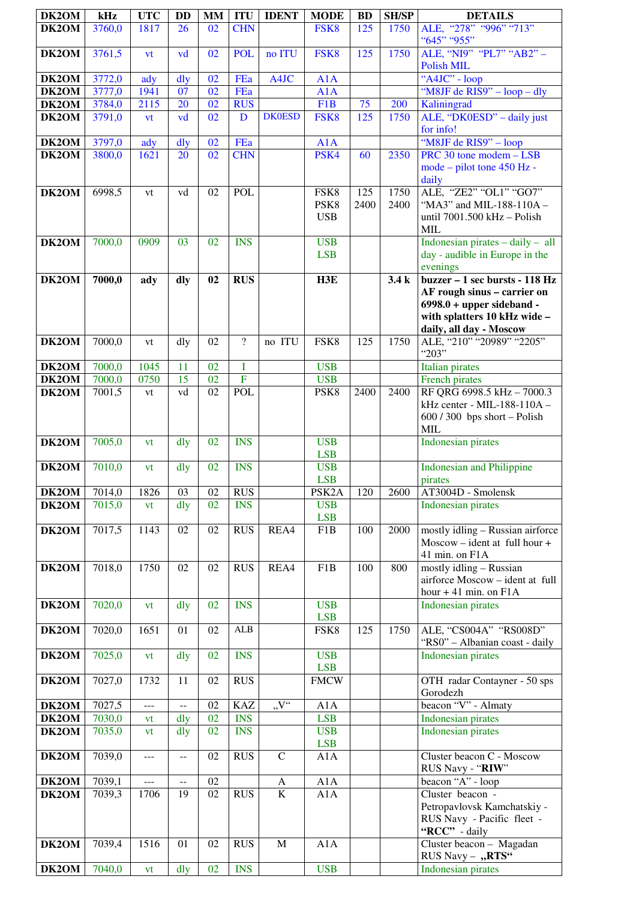| DK2OM | kHz | UTC | DD | MM | ITU | IDENT | MODE | BD | SH/SP | DETAILS |
|---|---|---|---|---|---|---|---|---|---|---|
| DK2OM | 3760,0 | 1817 | 26 | 02 | CHN | | FSK8 | 125 | 1750 | ALE, "278" "996" "713" "645" "955" |
| DK2OM | 3761,5 | vt | vd | 02 | POL | no ITU | FSK8 | 125 | 1750 | ALE, "NI9" "PL7" "AB2" – Polish MIL |
| DK2OM | 3772,0 | ady | dly | 02 | FEa | A4JC | A1A | | | "A4JC" - loop |
| DK2OM | 3777,0 | 1941 | 07 | 02 | FEa | | A1A | | | "M8JF de RIS9" – loop – dly |
| DK2OM | 3784,0 | 2115 | 20 | 02 | RUS | | F1B | 75 | 200 | Kaliningrad |
| DK2OM | 3791,0 | vt | vd | 02 | D | DK0ESD | FSK8 | 125 | 1750 | ALE, "DK0ESD" – daily just for info! |
| DK2OM | 3797,0 | ady | dly | 02 | FEa | | A1A | | | "M8JF de RIS9" – loop |
| DK2OM | 3800,0 | 1621 | 20 | 02 | CHN | | PSK4 | 60 | 2350 | PRC 30 tone modem – LSB mode – pilot tone 450 Hz - daily |
| DK2OM | 6998,5 | vt | vd | 02 | POL | | FSK8 PSK8 USB | 125 2400 | 1750 2400 | ALE, "ZE2" "OL1" "GO7" "MA3" and MIL-188-110A – until 7001.500 kHz – Polish MIL |
| DK2OM | 7000,0 | 0909 | 03 | 02 | INS | | USB LSB | | | Indonesian pirates – daily – all day - audible in Europe in the evenings |
| **DK2OM** | **7000,0** | **ady** | **dly** | **02** | **RUS** | | **H3E** | | **3.4 k** | **buzzer – 1 sec bursts - 118 Hz AF rough sinus – carrier on 6998.0 + upper sideband - with splatters 10 kHz wide – daily, all day - Moscow** |
| DK2OM | 7000,0 | vt | dly | 02 | ? | no ITU | FSK8 | 125 | 1750 | ALE, "210" "20989" "2205" "203" |
| DK2OM | 7000,0 | 1045 | 11 | 02 | I | | USB | | | Italian pirates |
| DK2OM | 7000,0 | 0750 | 15 | 02 | F | | USB | | | French pirates |
| DK2OM | 7001,5 | vt | vd | 02 | POL | | PSK8 | 2400 | 2400 | RF QRG 6998.5 kHz – 7000.3 kHz center - MIL-188-110A – 600 / 300 bps short – Polish MIL |
| DK2OM | 7005,0 | vt | dly | 02 | INS | | USB LSB | | | Indonesian pirates |
| DK2OM | 7010,0 | vt | dly | 02 | INS | | USB LSB | | | Indonesian and Philippine pirates |
| DK2OM | 7014,0 | 1826 | 03 | 02 | RUS | | PSK2A | 120 | 2600 | AT3004D - Smolensk |
| DK2OM | 7015,0 | vt | dly | 02 | INS | | USB LSB | | | Indonesian pirates |
| DK2OM | 7017,5 | 1143 | 02 | 02 | RUS | REA4 | F1B | 100 | 2000 | mostly idling – Russian airforce Moscow – ident at full hour + 41 min. on F1A |
| DK2OM | 7018,0 | 1750 | 02 | 02 | RUS | REA4 | F1B | 100 | 800 | mostly idling – Russian airforce Moscow – ident at full hour + 41 min. on F1A |
| DK2OM | 7020,0 | vt | dly | 02 | INS | | USB LSB | | | Indonesian pirates |
| DK2OM | 7020,0 | 1651 | 01 | 02 | ALB | | FSK8 | 125 | 1750 | ALE, "CS004A" "RS008D" "RS0" – Albanian coast - daily |
| DK2OM | 7025,0 | vt | dly | 02 | INS | | USB LSB | | | Indonesian pirates |
| DK2OM | 7027,0 | 1732 | 11 | 02 | RUS | | FMCW | | | OTH radar Contayner - 50 sps Gorodezh |
| DK2OM | 7027,5 | --- | -- | 02 | KAZ | „V" | A1A | | | beacon "V" - Almaty |
| DK2OM | 7030,0 | vt | dly | 02 | INS | | LSB | | | Indonesian pirates |
| DK2OM | 7035,0 | vt | dly | 02 | INS | | USB LSB | | | Indonesian pirates |
| DK2OM | 7039,0 | --- | -- | 02 | RUS | C | A1A | | | Cluster beacon C - Moscow RUS Navy - "**RIW**" |
| DK2OM | 7039,1 | --- | -- | 02 | | A | A1A | | | beacon "A" - loop |
| DK2OM | 7039,3 | 1706 | 19 | 02 | RUS | K | A1A | | | Cluster beacon - Petropavlovsk Kamchatskiy - RUS Navy - Pacific fleet - **"RCC"** - daily |
| DK2OM | 7039,4 | 1516 | 01 | 02 | RUS | M | A1A | | | Cluster beacon – Magadan RUS Navy – **„RTS"** |
| DK2OM | 7040,0 | vt | dly | 02 | INS | | USB | | | Indonesian pirates |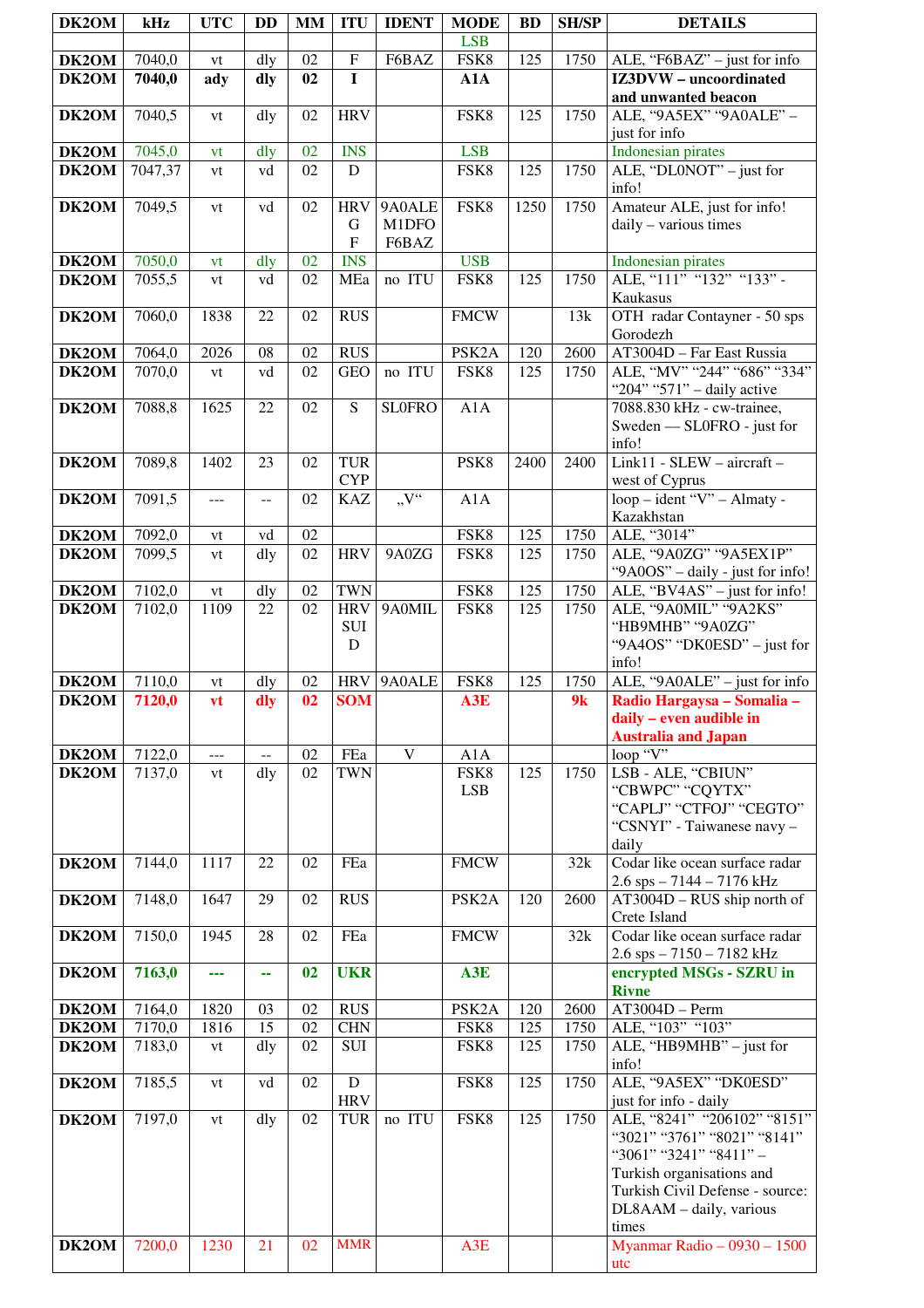| DK2OM | kHz | UTC | DD | MM | ITU | IDENT | MODE | BD | SH/SP | DETAILS |
|---|---|---|---|---|---|---|---|---|---|---|
| | | | | | | | LSB | | | |
| DK2OM | 7040,0 | vt | dly | 02 | F | F6BAZ | FSK8 | 125 | 1750 | ALE, "F6BAZ" – just for info |
| **DK2OM** | **7040,0** | **ady** | **dly** | **02** | **I** | | **A1A** | | | **IZ3DVW – uncoordinated and unwanted beacon** |
| DK2OM | 7040,5 | vt | dly | 02 | HRV | | FSK8 | 125 | 1750 | ALE, "9A5EX" "9A0ALE" – just for info |
| DK2OM | 7045,0 | vt | dly | 02 | INS | | LSB | | | Indonesian pirates |
| DK2OM | 7047,37 | vt | vd | 02 | D | | FSK8 | 125 | 1750 | ALE, "DL0NOT" – just for info! |
| DK2OM | 7049,5 | vt | vd | 02 | HRV G F | 9A0ALE M1DFO F6BAZ | FSK8 | 1250 | 1750 | Amateur ALE, just for info! daily – various times |
| DK2OM | 7050,0 | vt | dly | 02 | INS | | USB | | | Indonesian pirates |
| DK2OM | 7055,5 | vt | vd | 02 | MEa | no ITU | FSK8 | 125 | 1750 | ALE, "111" "132" "133" - Kaukasus |
| DK2OM | 7060,0 | 1838 | 22 | 02 | RUS | | FMCW | | 13k | OTH radar Contayner - 50 sps Gorodezh |
| DK2OM | 7064,0 | 2026 | 08 | 02 | RUS | | PSK2A | 120 | 2600 | AT3004D – Far East Russia |
| DK2OM | 7070,0 | vt | vd | 02 | GEO | no ITU | FSK8 | 125 | 1750 | ALE, "MV" "244" "686" "334" "204" "571" – daily active |
| DK2OM | 7088,8 | 1625 | 22 | 02 | S | SL0FRO | A1A | | | 7088.830 kHz - cw-trainee, Sweden — SL0FRO - just for info! |
| DK2OM | 7089,8 | 1402 | 23 | 02 | TUR CYP | | PSK8 | 2400 | 2400 | Link11 - SLEW – aircraft – west of Cyprus |
| DK2OM | 7091,5 | --- | -- | 02 | KAZ | „V" | A1A | | | loop – ident "V" – Almaty - Kazakhstan |
| DK2OM | 7092,0 | vt | vd | 02 | | | FSK8 | 125 | 1750 | ALE, "3014" |
| DK2OM | 7099,5 | vt | dly | 02 | HRV | 9A0ZG | FSK8 | 125 | 1750 | ALE, "9A0ZG" "9A5EX1P" "9A0OS" – daily - just for info! |
| DK2OM | 7102,0 | vt | dly | 02 | TWN | | FSK8 | 125 | 1750 | ALE, "BV4AS" – just for info! |
| DK2OM | 7102,0 | 1109 | 22 | 02 | HRV SUI D | 9A0MIL | FSK8 | 125 | 1750 | ALE, "9A0MIL" "9A2KS" "HB9MHB" "9A0ZG" "9A4OS" "DK0ESD" – just for info! |
| DK2OM | 7110,0 | vt | dly | 02 | HRV | 9A0ALE | FSK8 | 125 | 1750 | ALE, "9A0ALE" – just for info |
| DK2OM | **7120,0** | **vt** | **dly** | **02** | **SOM** | | **A3E** | | **9k** | **Radio Hargaysa – Somalia – daily – even audible in Australia and Japan** |
| DK2OM | 7122,0 | --- | -- | 02 | FEa | V | A1A | | | loop "V" |
| DK2OM | 7137,0 | vt | dly | 02 | TWN | | FSK8 LSB | 125 | 1750 | LSB - ALE, "CBIUN" "CBWPC" "CQYTX" "CAPLJ" "CTFOJ" "CEGTO" "CSNYI" - Taiwanese navy – daily |
| DK2OM | 7144,0 | 1117 | 22 | 02 | FEa | | FMCW | | 32k | Codar like ocean surface radar 2.6 sps – 7144 – 7176 kHz |
| DK2OM | 7148,0 | 1647 | 29 | 02 | RUS | | PSK2A | 120 | 2600 | AT3004D – RUS ship north of Crete Island |
| DK2OM | 7150,0 | 1945 | 28 | 02 | FEa | | FMCW | | 32k | Codar like ocean surface radar 2.6 sps – 7150 – 7182 kHz |
| DK2OM | **7163,0** | **---** | **--** | **02** | **UKR** | | **A3E** | | | **encrypted MSGs - SZRU in Rivne** |
| DK2OM | 7164,0 | 1820 | 03 | 02 | RUS | | PSK2A | 120 | 2600 | AT3004D – Perm |
| DK2OM | 7170,0 | 1816 | 15 | 02 | CHN | | FSK8 | 125 | 1750 | ALE, "103" "103" |
| DK2OM | 7183,0 | vt | dly | 02 | SUI | | FSK8 | 125 | 1750 | ALE, "HB9MHB" – just for info! |
| DK2OM | 7185,5 | vt | vd | 02 | D HRV | | FSK8 | 125 | 1750 | ALE, "9A5EX" "DK0ESD" just for info - daily |
| DK2OM | 7197,0 | vt | dly | 02 | TUR | no ITU | FSK8 | 125 | 1750 | ALE, "8241" "206102" "8151" "3021" "3761" "8021" "8141" "3061" "3241" "8411" – Turkish organisations and Turkish Civil Defense - source: DL8AAM – daily, various times |
| DK2OM | 7200,0 | 1230 | 21 | 02 | MMR | | A3E | | | Myanmar Radio – 0930 – 1500 utc |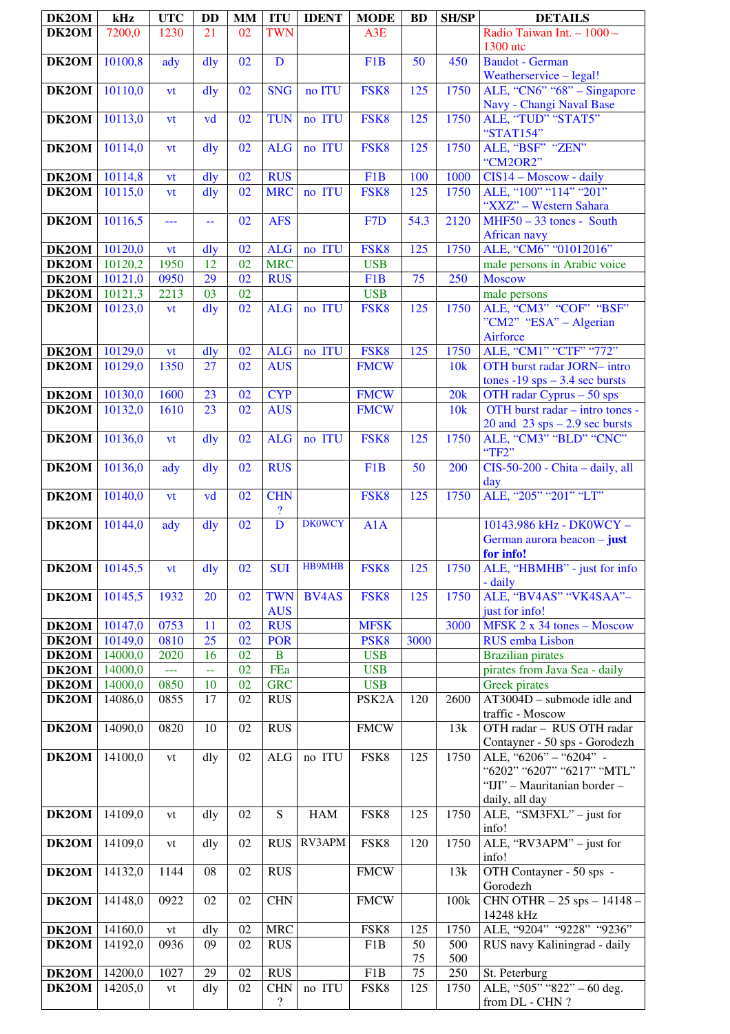| DK2OM | kHz | UTC | DD | MM | ITU | IDENT | MODE | BD | SH/SP | DETAILS |
|---|---|---|---|---|---|---|---|---|---|---|
| DK2OM | 7200,0 | 1230 | 21 | 02 | TWN | | A3E | | | Radio Taiwan Int. – 1000 – 1300 utc |
| DK2OM | 10100,8 | ady | dly | 02 | D | | F1B | 50 | 450 | Baudot - German Weatherservice – legal! |
| DK2OM | 10110,0 | vt | dly | 02 | SNG | no ITU | FSK8 | 125 | 1750 | ALE, "CN6" "68" – Singapore Navy - Changi Naval Base |
| DK2OM | 10113,0 | vt | vd | 02 | TUN | no ITU | FSK8 | 125 | 1750 | ALE, "TUD" "STAT5" "STAT154" |
| DK2OM | 10114,0 | vt | dly | 02 | ALG | no ITU | FSK8 | 125 | 1750 | ALE, "BSF" "ZEN" "CM2OR2" |
| DK2OM | 10114,8 | vt | dly | 02 | RUS | | F1B | 100 | 1000 | CIS14 – Moscow - daily |
| DK2OM | 10115,0 | vt | dly | 02 | MRC | no ITU | FSK8 | 125 | 1750 | ALE, "100" "114" "201" "XXZ" – Western Sahara |
| DK2OM | 10116,5 | --- | -- | 02 | AFS | | F7D | 54.3 | 2120 | MHF50 – 33 tones - South African navy |
| DK2OM | 10120,0 | vt | dly | 02 | ALG | no ITU | FSK8 | 125 | 1750 | ALE, "CM6" "01012016" |
| DK2OM | 10120,2 | 1950 | 12 | 02 | MRC | | USB | | | male persons in Arabic voice |
| DK2OM | 10121,0 | 0950 | 29 | 02 | RUS | | F1B | 75 | 250 | Moscow |
| DK2OM | 10121,3 | 2213 | 03 | 02 | | | USB | | | male persons |
| DK2OM | 10123,0 | vt | dly | 02 | ALG | no ITU | FSK8 | 125 | 1750 | ALE, "CM3" "COF" "BSF" "CM2" "ESA" – Algerian Airforce |
| DK2OM | 10129,0 | vt | dly | 02 | ALG | no ITU | FSK8 | 125 | 1750 | ALE, "CM1" "CTF" "772" |
| DK2OM | 10129,0 | 1350 | 27 | 02 | AUS | | FMCW | | 10k | OTH burst radar JORN– intro tones -19 sps – 3.4 sec bursts |
| DK2OM | 10130,0 | 1600 | 23 | 02 | CYP | | FMCW | | 20k | OTH radar Cyprus – 50 sps |
| DK2OM | 10132,0 | 1610 | 23 | 02 | AUS | | FMCW | | 10k | OTH burst radar – intro tones - 20 and 23 sps – 2.9 sec bursts |
| DK2OM | 10136,0 | vt | dly | 02 | ALG | no ITU | FSK8 | 125 | 1750 | ALE, "CM3" "BLD" "CNC" "TF2" |
| DK2OM | 10136,0 | ady | dly | 02 | RUS | | F1B | 50 | 200 | CIS-50-200 - Chita – daily, all day |
| DK2OM | 10140,0 | vt | vd | 02 | CHN ? | | FSK8 | 125 | 1750 | ALE, "205" "201" "LT" |
| DK2OM | 10144,0 | ady | dly | 02 | D | DK0WCY | A1A | | | 10143.986 kHz - DK0WCY – German aurora beacon – **just for info!** |
| DK2OM | 10145,5 | vt | dly | 02 | SUI | HB9MHB | FSK8 | 125 | 1750 | ALE, "HBMHB" - just for info - daily |
| DK2OM | 10145,5 | 1932 | 20 | 02 | TWN AUS | BV4AS | FSK8 | 125 | 1750 | ALE, "BV4AS" "VK4SAA"– just for info! |
| DK2OM | 10147,0 | 0753 | 11 | 02 | RUS | | MFSK | | 3000 | MFSK 2 x 34 tones – Moscow |
| DK2OM | 10149,0 | 0810 | 25 | 02 | POR | | PSK8 | 3000 | | RUS emba Lisbon |
| DK2OM | 14000,0 | 2020 | 16 | 02 | B | | USB | | | Brazilian pirates |
| DK2OM | 14000,0 | --- | -- | 02 | FEa | | USB | | | pirates from Java Sea - daily |
| DK2OM | 14000,0 | 0850 | 10 | 02 | GRC | | USB | | | Greek pirates |
| DK2OM | 14086,0 | 0855 | 17 | 02 | RUS | | PSK2A | 120 | 2600 | AT3004D – submode idle and traffic - Moscow |
| DK2OM | 14090,0 | 0820 | 10 | 02 | RUS | | FMCW | | 13k | OTH radar – RUS OTH radar Contayner - 50 sps - Gorodezh |
| DK2OM | 14100,0 | vt | dly | 02 | ALG | no ITU | FSK8 | 125 | 1750 | ALE, "6206" – "6204" - "6202" "6207" "6217" "MTL" "IJI" – Mauritanian border – daily, all day |
| DK2OM | 14109,0 | vt | dly | 02 | S | HAM | FSK8 | 125 | 1750 | ALE, "SM3FXL" – just for info! |
| DK2OM | 14109,0 | vt | dly | 02 | RUS | RV3APM | FSK8 | 120 | 1750 | ALE, "RV3APM" – just for info! |
| DK2OM | 14132,0 | 1144 | 08 | 02 | RUS | | FMCW | | 13k | OTH Contayner - 50 sps - Gorodezh |
| DK2OM | 14148,0 | 0922 | 02 | 02 | CHN | | FMCW | | 100k | CHN OTHR – 25 sps – 14148 – 14248 kHz |
| DK2OM | 14160,0 | vt | dly | 02 | MRC | | FSK8 | 125 | 1750 | ALE, "9204" "9228" "9236" |
| DK2OM | 14192,0 | 0936 | 09 | 02 | RUS | | F1B | 50 75 | 500 500 | RUS navy Kaliningrad - daily |
| DK2OM | 14200,0 | 1027 | 29 | 02 | RUS | | F1B | 75 | 250 | St. Peterburg |
| DK2OM | 14205,0 | vt | dly | 02 | CHN ? | no ITU | FSK8 | 125 | 1750 | ALE, "505" "822" – 60 deg. from DL - CHN ? |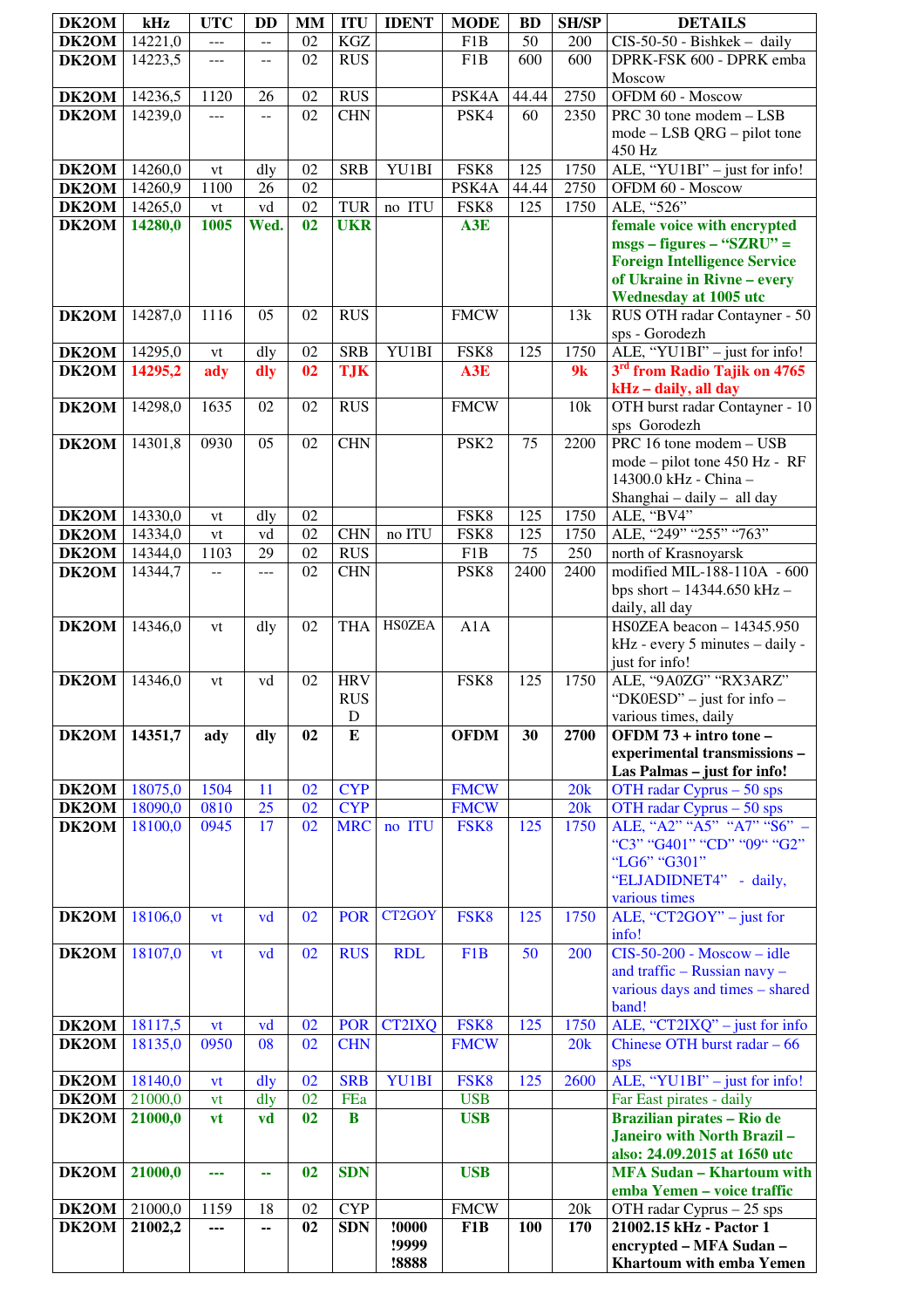| DK2OM | kHz | UTC | DD | MM | ITU | IDENT | MODE | BD | SH/SP | DETAILS |
|---|---|---|---|---|---|---|---|---|---|---|
| DK2OM | 14221,0 | --- | -- | 02 | KGZ | | F1B | 50 | 200 | CIS-50-50 - Bishkek – daily |
| DK2OM | 14223,5 | --- | -- | 02 | RUS | | F1B | 600 | 600 | DPRK-FSK 600 - DPRK emba Moscow |
| DK2OM | 14236,5 | 1120 | 26 | 02 | RUS | | PSK4A | 44.44 | 2750 | OFDM 60 - Moscow |
| DK2OM | 14239,0 | --- | -- | 02 | CHN | | PSK4 | 60 | 2350 | PRC 30 tone modem – LSB mode – LSB QRG – pilot tone 450 Hz |
| DK2OM | 14260,0 | vt | dly | 02 | SRB | YU1BI | FSK8 | 125 | 1750 | ALE, “YU1BI” – just for info! |
| DK2OM | 14260,9 | 1100 | 26 | 02 | | | PSK4A | 44.44 | 2750 | OFDM 60 - Moscow |
| DK2OM | 14265,0 | vt | vd | 02 | TUR | no ITU | FSK8 | 125 | 1750 | ALE, “526” |
| **DK2OM** | **14280,0** | **1005** | **Wed.** | **02** | **UKR** | | **A3E** | | | **female voice with encrypted msgs – figures – “SZRU” = Foreign Intelligence Service of Ukraine in Rivne – every Wednesday at 1005 utc** |
| DK2OM | 14287,0 | 1116 | 05 | 02 | RUS | | FMCW | | 13k | RUS OTH radar Contayner - 50 sps - Gorodezh |
| DK2OM | 14295,0 | vt | dly | 02 | SRB | YU1BI | FSK8 | 125 | 1750 | ALE, “YU1BI” – just for info! |
| DK2OM | **14295,2** | **ady** | **dly** | **02** | **TJK** | | **A3E** | | **9k** | **3rd from Radio Tajik on 4765 kHz – daily, all day** |
| DK2OM | 14298,0 | 1635 | 02 | 02 | RUS | | FMCW | | 10k | OTH burst radar Contayner - 10 sps Gorodezh |
| DK2OM | 14301,8 | 0930 | 05 | 02 | CHN | | PSK2 | 75 | 2200 | PRC 16 tone modem – USB mode – pilot tone 450 Hz - RF 14300.0 kHz - China – Shanghai – daily – all day |
| DK2OM | 14330,0 | vt | dly | 02 | | | FSK8 | 125 | 1750 | ALE, “BV4” |
| DK2OM | 14334,0 | vt | vd | 02 | CHN | no ITU | FSK8 | 125 | 1750 | ALE, “249” “255” “763” |
| DK2OM | 14344,0 | 1103 | 29 | 02 | RUS | | F1B | 75 | 250 | north of Krasnoyarsk |
| DK2OM | 14344,7 | -- | --- | 02 | CHN | | PSK8 | 2400 | 2400 | modified MIL-188-110A - 600 bps short – 14344.650 kHz – daily, all day |
| DK2OM | 14346,0 | vt | dly | 02 | THA | HS0ZEA | A1A | | | HS0ZEA beacon – 14345.950 kHz - every 5 minutes – daily - just for info! |
| DK2OM | 14346,0 | vt | vd | 02 | HRV RUS D | | FSK8 | 125 | 1750 | ALE, “9A0ZG” “RX3ARZ” “DK0ESD” – just for info – various times, daily |
| **DK2OM** | **14351,7** | **ady** | **dly** | **02** | **E** | | **OFDM** | **30** | **2700** | **OFDM 73 + intro tone – experimental transmissions – Las Palmas – just for info!** |
| DK2OM | 18075,0 | 1504 | 11 | 02 | CYP | | FMCW | | 20k | OTH radar Cyprus – 50 sps |
| DK2OM | 18090,0 | 0810 | 25 | 02 | CYP | | FMCW | | 20k | OTH radar Cyprus – 50 sps |
| DK2OM | 18100,0 | 0945 | 17 | 02 | MRC | no ITU | FSK8 | 125 | 1750 | ALE, “A2” “A5” “A7” “S6” – “C3” “G401” “CD” “09“ “G2” “LG6” “G301” “ELJADIDNET4” - daily, various times |
| DK2OM | 18106,0 | vt | vd | 02 | POR | CT2GOY | FSK8 | 125 | 1750 | ALE, “CT2GOY” – just for info! |
| DK2OM | 18107,0 | vt | vd | 02 | RUS | RDL | F1B | 50 | 200 | CIS-50-200 - Moscow – idle and traffic – Russian navy – various days and times – shared band! |
| DK2OM | 18117,5 | vt | vd | 02 | POR | CT2IXQ | FSK8 | 125 | 1750 | ALE, “CT2IXQ” – just for info |
| DK2OM | 18135,0 | 0950 | 08 | 02 | CHN | | FMCW | | 20k | Chinese OTH burst radar – 66 sps |
| DK2OM | 18140,0 | vt | dly | 02 | SRB | YU1BI | FSK8 | 125 | 2600 | ALE, “YU1BI” – just for info! |
| DK2OM | 21000,0 | vt | dly | 02 | FEa | | USB | | | Far East pirates - daily |
| DK2OM | **21000,0** | **vt** | **vd** | **02** | **B** | | **USB** | | | **Brazilian pirates – Rio de Janeiro with North Brazil – also: 24.09.2015 at 1650 utc** |
| DK2OM | **21000,0** | **---** | **--** | **02** | **SDN** | | **USB** | | | **MFA Sudan – Khartoum with emba Yemen – voice traffic** |
| DK2OM | 21000,0 | 1159 | 18 | 02 | CYP | | FMCW | | 20k | OTH radar Cyprus – 25 sps |
| DK2OM | **21002,2** | **---** | **--** | **02** | **SDN** | **!0000 !9999 !8888** | **F1B** | **100** | **170** | **21002.15 kHz - Pactor 1 encrypted – MFA Sudan – Khartoum with emba Yemen** |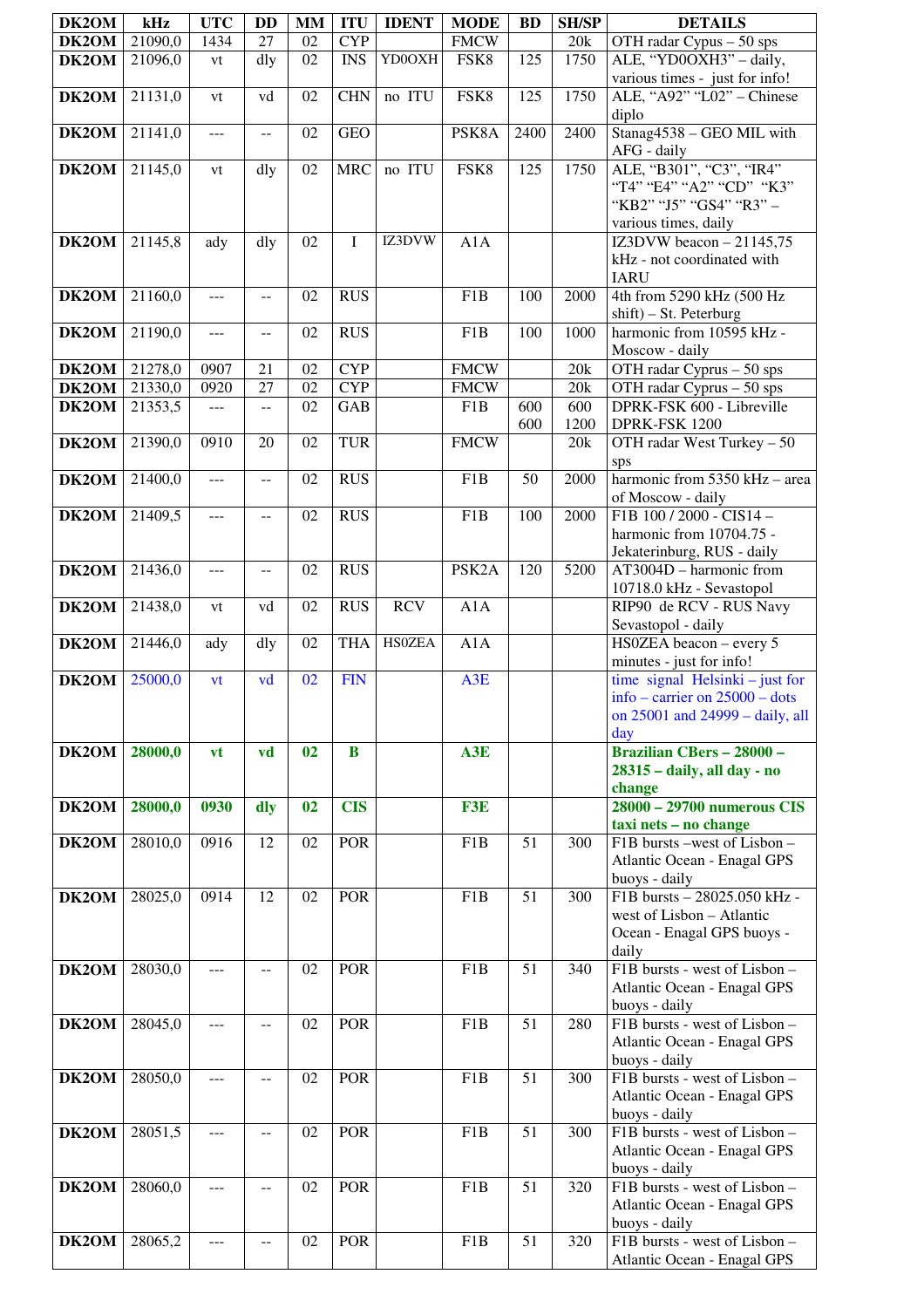| DK2OM | kHz | UTC | DD | MM | ITU | IDENT | MODE | BD | SH/SP | DETAILS |
|---|---|---|---|---|---|---|---|---|---|---|
| **DK2OM** | 21090,0 | 1434 | 27 | 02 | CYP | | FMCW | | 20k | OTH radar Cypus – 50 sps |
| **DK2OM** | 21096,0 | vt | dly | 02 | INS | YD0OXH | FSK8 | 125 | 1750 | ALE, "YD0OXH3" – daily, various times - just for info! |
| **DK2OM** | 21131,0 | vt | vd | 02 | CHN | no ITU | FSK8 | 125 | 1750 | ALE, "A92" "L02" – Chinese diplo |
| **DK2OM** | 21141,0 | --- | -- | 02 | GEO | | PSK8A | 2400 | 2400 | Stanag4538 – GEO MIL with AFG - daily |
| **DK2OM** | 21145,0 | vt | dly | 02 | MRC | no ITU | FSK8 | 125 | 1750 | ALE, "B301", "C3", "IR4" "T4" "E4" "A2" "CD" "K3" "KB2" "J5" "GS4" "R3" – various times, daily |
| **DK2OM** | 21145,8 | ady | dly | 02 | I | IZ3DVW | A1A | | | IZ3DVW beacon – 21145,75 kHz - not coordinated with IARU |
| **DK2OM** | 21160,0 | --- | -- | 02 | RUS | | F1B | 100 | 2000 | 4th from 5290 kHz (500 Hz shift) – St. Peterburg |
| **DK2OM** | 21190,0 | --- | -- | 02 | RUS | | F1B | 100 | 1000 | harmonic from 10595 kHz - Moscow - daily |
| **DK2OM** | 21278,0 | 0907 | 21 | 02 | CYP | | FMCW | | 20k | OTH radar Cyprus – 50 sps |
| **DK2OM** | 21330,0 | 0920 | 27 | 02 | CYP | | FMCW | | 20k | OTH radar Cyprus – 50 sps |
| **DK2OM** | 21353,5 | --- | -- | 02 | GAB | | F1B | 600 600 | 600 1200 | DPRK-FSK 600 - Libreville DPRK-FSK 1200 |
| **DK2OM** | 21390,0 | 0910 | 20 | 02 | TUR | | FMCW | | 20k | OTH radar West Turkey – 50 sps |
| **DK2OM** | 21400,0 | --- | -- | 02 | RUS | | F1B | 50 | 2000 | harmonic from 5350 kHz – area of Moscow - daily |
| **DK2OM** | 21409,5 | --- | -- | 02 | RUS | | F1B | 100 | 2000 | F1B 100 / 2000 - CIS14 – harmonic from 10704.75 - Jekaterinburg, RUS - daily |
| **DK2OM** | 21436,0 | --- | -- | 02 | RUS | | PSK2A | 120 | 5200 | AT3004D – harmonic from 10718.0 kHz - Sevastopol |
| **DK2OM** | 21438,0 | vt | vd | 02 | RUS | RCV | A1A | | | RIP90 de RCV - RUS Navy Sevastopol - daily |
| **DK2OM** | 21446,0 | ady | dly | 02 | THA | HS0ZEA | A1A | | | HS0ZEA beacon – every 5 minutes - just for info! |
| **DK2OM** | 25000,0 | vt | vd | 02 | FIN | | A3E | | | time signal Helsinki – just for info – carrier on 25000 – dots on 25001 and 24999 – daily, all day |
| **DK2OM** | **28000,0** | **vt** | **vd** | **02** | **B** | | **A3E** | | | **Brazilian CBers – 28000 – 28315 – daily, all day - no change** |
| **DK2OM** | **28000,0** | **0930** | **dly** | **02** | **CIS** | | **F3E** | | | **28000 – 29700 numerous CIS taxi nets – no change** |
| **DK2OM** | 28010,0 | 0916 | 12 | 02 | POR | | F1B | 51 | 300 | F1B bursts –west of Lisbon – Atlantic Ocean - Enagal GPS buoys - daily |
| **DK2OM** | 28025,0 | 0914 | 12 | 02 | POR | | F1B | 51 | 300 | F1B bursts – 28025.050 kHz - west of Lisbon – Atlantic Ocean - Enagal GPS buoys - daily |
| **DK2OM** | 28030,0 | --- | -- | 02 | POR | | F1B | 51 | 340 | F1B bursts - west of Lisbon – Atlantic Ocean - Enagal GPS buoys - daily |
| **DK2OM** | 28045,0 | --- | -- | 02 | POR | | F1B | 51 | 280 | F1B bursts - west of Lisbon – Atlantic Ocean - Enagal GPS buoys - daily |
| **DK2OM** | 28050,0 | --- | -- | 02 | POR | | F1B | 51 | 300 | F1B bursts - west of Lisbon – Atlantic Ocean - Enagal GPS buoys - daily |
| **DK2OM** | 28051,5 | --- | -- | 02 | POR | | F1B | 51 | 300 | F1B bursts - west of Lisbon – Atlantic Ocean - Enagal GPS buoys - daily |
| **DK2OM** | 28060,0 | --- | -- | 02 | POR | | F1B | 51 | 320 | F1B bursts - west of Lisbon – Atlantic Ocean - Enagal GPS buoys - daily |
| **DK2OM** | 28065,2 | --- | -- | 02 | POR | | F1B | 51 | 320 | F1B bursts - west of Lisbon – Atlantic Ocean - Enagal GPS |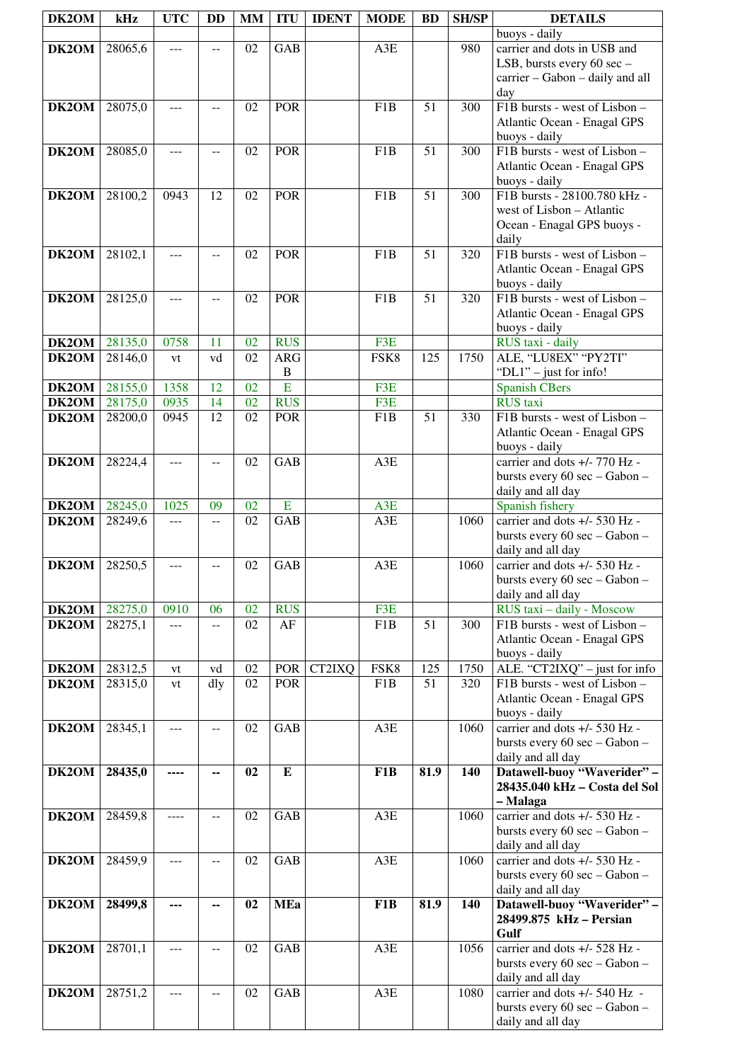| DK2OM | kHz | UTC | DD | MM | ITU | IDENT | MODE | BD | SH/SP | DETAILS |
|---|---|---|---|---|---|---|---|---|---|---|
| | | | | | | | | | | buoys - daily |
| **DK2OM** | 28065,6 | --- | -- | 02 | GAB | | A3E | | 980 | carrier and dots in USB and LSB, bursts every 60 sec – carrier – Gabon – daily and all day |
| **DK2OM** | 28075,0 | --- | -- | 02 | POR | | F1B | 51 | 300 | F1B bursts - west of Lisbon – Atlantic Ocean - Enagal GPS buoys - daily |
| **DK2OM** | 28085,0 | --- | -- | 02 | POR | | F1B | 51 | 300 | F1B bursts - west of Lisbon – Atlantic Ocean - Enagal GPS buoys - daily |
| **DK2OM** | 28100,2 | 0943 | 12 | 02 | POR | | F1B | 51 | 300 | F1B bursts - 28100.780 kHz - west of Lisbon – Atlantic Ocean - Enagal GPS buoys - daily |
| **DK2OM** | 28102,1 | --- | -- | 02 | POR | | F1B | 51 | 320 | F1B bursts - west of Lisbon – Atlantic Ocean - Enagal GPS buoys - daily |
| **DK2OM** | 28125,0 | --- | -- | 02 | POR | | F1B | 51 | 320 | F1B bursts - west of Lisbon – Atlantic Ocean - Enagal GPS buoys - daily |
| **DK2OM** | 28135,0 | 0758 | 11 | 02 | RUS | | F3E | | | RUS taxi - daily |
| **DK2OM** | 28146,0 | vt | vd | 02 | ARGB | | FSK8 | 125 | 1750 | ALE, "LU8EX" "PY2TI" "DL1" – just for info! |
| **DK2OM** | 28155,0 | 1358 | 12 | 02 | E | | F3E | | | Spanish CBers |
| **DK2OM** | 28175,0 | 0935 | 14 | 02 | RUS | | F3E | | | RUS taxi |
| **DK2OM** | 28200,0 | 0945 | 12 | 02 | POR | | F1B | 51 | 330 | F1B bursts - west of Lisbon – Atlantic Ocean - Enagal GPS buoys - daily |
| **DK2OM** | 28224,4 | --- | -- | 02 | GAB | | A3E | | | carrier and dots +/- 770 Hz - bursts every 60 sec – Gabon – daily and all day |
| **DK2OM** | 28245,0 | 1025 | 09 | 02 | E | | A3E | | | Spanish fishery |
| **DK2OM** | 28249,6 | --- | -- | 02 | GAB | | A3E | | 1060 | carrier and dots +/- 530 Hz - bursts every 60 sec – Gabon – daily and all day |
| **DK2OM** | 28250,5 | --- | -- | 02 | GAB | | A3E | | 1060 | carrier and dots +/- 530 Hz - bursts every 60 sec – Gabon – daily and all day |
| **DK2OM** | 28275,0 | 0910 | 06 | 02 | RUS | | F3E | | | RUS taxi – daily - Moscow |
| **DK2OM** | 28275,1 | --- | -- | 02 | AF | | F1B | 51 | 300 | F1B bursts - west of Lisbon – Atlantic Ocean - Enagal GPS buoys - daily |
| **DK2OM** | 28312,5 | vt | vd | 02 | POR | CT2IXQ | FSK8 | 125 | 1750 | ALE. "CT2IXQ" – just for info |
| **DK2OM** | 28315,0 | vt | dly | 02 | POR | | F1B | 51 | 320 | F1B bursts - west of Lisbon – Atlantic Ocean - Enagal GPS buoys - daily |
| **DK2OM** | 28345,1 | --- | -- | 02 | GAB | | A3E | | 1060 | carrier and dots +/- 530 Hz - bursts every 60 sec – Gabon – daily and all day |
| **DK2OM** | **28435,0** | **----** | **--** | **02** | **E** | | **F1B** | **81.9** | **140** | **Datawell-buoy "Waverider" – 28435.040 kHz – Costa del Sol – Malaga** |
| **DK2OM** | 28459,8 | ---- | -- | 02 | GAB | | A3E | | 1060 | carrier and dots +/- 530 Hz - bursts every 60 sec – Gabon – daily and all day |
| **DK2OM** | 28459,9 | --- | -- | 02 | GAB | | A3E | | 1060 | carrier and dots +/- 530 Hz - bursts every 60 sec – Gabon – daily and all day |
| **DK2OM** | **28499,8** | **---** | **--** | **02** | **MEa** | | **F1B** | **81.9** | **140** | **Datawell-buoy "Waverider" – 28499.875 kHz – Persian Gulf** |
| **DK2OM** | 28701,1 | --- | -- | 02 | GAB | | A3E | | 1056 | carrier and dots +/- 528 Hz - bursts every 60 sec – Gabon – daily and all day |
| **DK2OM** | 28751,2 | --- | -- | 02 | GAB | | A3E | | 1080 | carrier and dots +/- 540 Hz - bursts every 60 sec – Gabon – daily and all day |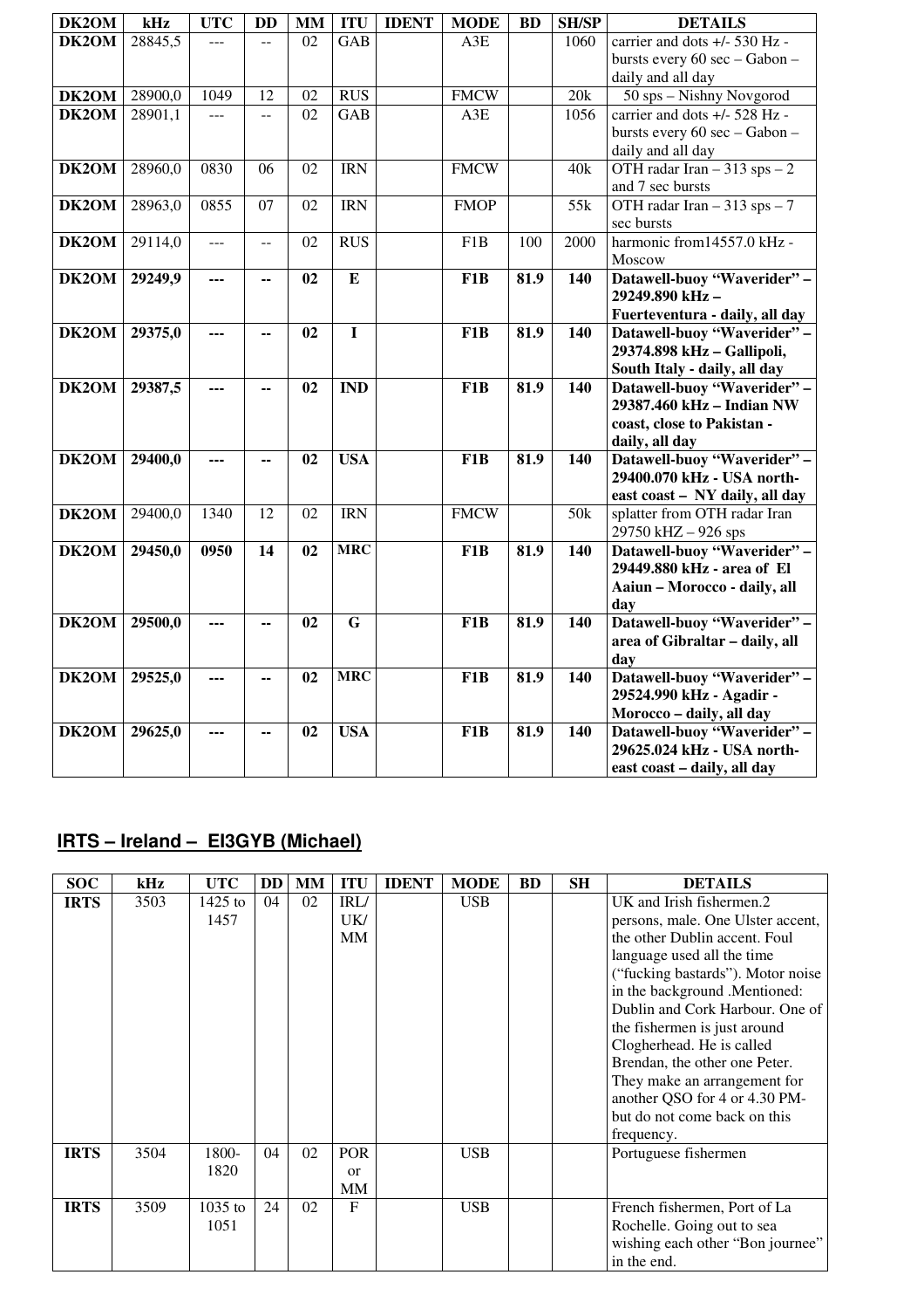| DK2OM | kHz | UTC | DD | MM | ITU | IDENT | MODE | BD | SH/SP | DETAILS |
|---|---|---|---|---|---|---|---|---|---|---|
| **DK2OM** | 28845,5 | --- | -- | 02 | GAB | | A3E | | 1060 | carrier and dots +/- 530 Hz - bursts every 60 sec – Gabon – daily and all day |
| **DK2OM** | 28900,0 | 1049 | 12 | 02 | RUS | | FMCW | | 20k | 50 sps – Nishny Novgorod |
| **DK2OM** | 28901,1 | --- | -- | 02 | GAB | | A3E | | 1056 | carrier and dots +/- 528 Hz - bursts every 60 sec – Gabon – daily and all day |
| **DK2OM** | 28960,0 | 0830 | 06 | 02 | IRN | | FMCW | | 40k | OTH radar Iran – 313 sps – 2 and 7 sec bursts |
| **DK2OM** | 28963,0 | 0855 | 07 | 02 | IRN | | FMOP | | 55k | OTH radar Iran – 313 sps – 7 sec bursts |
| **DK2OM** | 29114,0 | --- | -- | 02 | RUS | | F1B | 100 | 2000 | harmonic from14557.0 kHz - Moscow |
| **DK2OM** | **29249,9** | **---** | **--** | **02** | **E** | | **F1B** | **81.9** | **140** | **Datawell-buoy "Waverider" – 29249.890 kHz – Fuerteventura - daily, all day** |
| **DK2OM** | **29375,0** | **---** | **--** | **02** | **I** | | **F1B** | **81.9** | **140** | **Datawell-buoy "Waverider" – 29374.898 kHz – Gallipoli, South Italy - daily, all day** |
| **DK2OM** | **29387,5** | **---** | **--** | **02** | **IND** | | **F1B** | **81.9** | **140** | **Datawell-buoy "Waverider" – 29387.460 kHz – Indian NW coast, close to Pakistan - daily, all day** |
| **DK2OM** | **29400,0** | **---** | **--** | **02** | **USA** | | **F1B** | **81.9** | **140** | **Datawell-buoy "Waverider" – 29400.070 kHz - USA north-east coast – NY daily, all day** |
| **DK2OM** | 29400,0 | 1340 | 12 | 02 | IRN | | FMCW | | 50k | splatter from OTH radar Iran 29750 kHZ – 926 sps |
| **DK2OM** | **29450,0** | **0950** | **14** | **02** | **MRC** | | **F1B** | **81.9** | **140** | **Datawell-buoy "Waverider" – 29449.880 kHz - area of El Aaiun – Morocco - daily, all day** |
| **DK2OM** | **29500,0** | **---** | **--** | **02** | **G** | | **F1B** | **81.9** | **140** | **Datawell-buoy "Waverider" – area of Gibraltar – daily, all day** |
| **DK2OM** | **29525,0** | **---** | **--** | **02** | **MRC** | | **F1B** | **81.9** | **140** | **Datawell-buoy "Waverider" – 29524.990 kHz - Agadir - Morocco – daily, all day** |
| **DK2OM** | **29625,0** | **---** | **--** | **02** | **USA** | | **F1B** | **81.9** | **140** | **Datawell-buoy "Waverider" – 29625.024 kHz - USA north-east coast – daily, all day** |

## IRTS – Ireland – EI3GYB (Michael)

| SOC | kHz | UTC | DD | MM | ITU | IDENT | MODE | BD | SH | DETAILS |
|---|---|---|---|---|---|---|---|---|---|---|
| **IRTS** | 3503 | 1425 to 1457 | 04 | 02 | IRL/ UK/ MM | | USB | | | UK and Irish fishermen.2 persons, male. One Ulster accent, the other Dublin accent. Foul language used all the time ("fucking bastards"). Motor noise in the background .Mentioned: Dublin and Cork Harbour. One of the fishermen is just around Clogherhead. He is called Brendan, the other one Peter. They make an arrangement for another QSO for 4 or 4.30 PM- but do not come back on this frequency. |
| **IRTS** | 3504 | 1800-1820 | 04 | 02 | POR or MM | | USB | | | Portuguese fishermen |
| **IRTS** | 3509 | 1035 to 1051 | 24 | 02 | F | | USB | | | French fishermen, Port of La Rochelle. Going out to sea wishing each other "Bon journee" in the end. |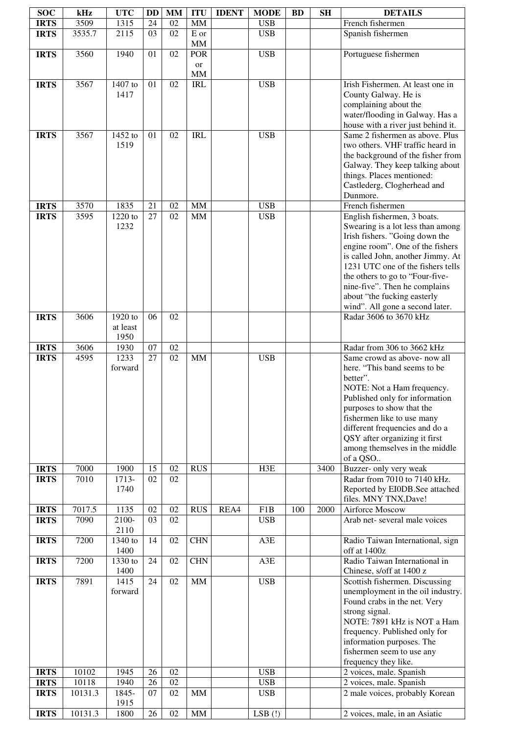| SOC | kHz | UTC | DD | MM | ITU | IDENT | MODE | BD | SH | DETAILS |
|---|---|---|---|---|---|---|---|---|---|---|
| IRTS | 3509 | 1315 | 24 | 02 | MM | | USB | | | French fishermen |
| IRTS | 3535.7 | 2115 | 03 | 02 | E or MM | | USB | | | Spanish fishermen |
| IRTS | 3560 | 1940 | 01 | 02 | POR or MM | | USB | | | Portuguese fishermen |
| IRTS | 3567 | 1407 to 1417 | 01 | 02 | IRL | | USB | | | Irish Fishermen. At least one in County Galway. He is complaining about the water/flooding in Galway. Has a house with a river just behind it. |
| IRTS | 3567 | 1452 to 1519 | 01 | 02 | IRL | | USB | | | Same 2 fishermen as above. Plus two others. VHF traffic heard in the background of the fisher from Galway. They keep talking about things. Places mentioned: Castlederg, Clogherhead and Dunmore. |
| IRTS | 3570 | 1835 | 21 | 02 | MM | | USB | | | French fishermen |
| IRTS | 3595 | 1220 to 1232 | 27 | 02 | MM | | USB | | | English fishermen, 3 boats. Swearing is a lot less than among Irish fishers. "Going down the engine room". One of the fishers is called John, another Jimmy. At 1231 UTC one of the fishers tells the others to go to "Four-five-nine-five". Then he complains about "the fucking easterly wind". All gone a second later. |
| IRTS | 3606 | 1920 to at least 1950 | 06 | 02 | | | | | | Radar 3606 to 3670 kHz |
| IRTS | 3606 | 1930 | 07 | 02 | | | | | | Radar from 306 to 3662 kHz |
| IRTS | 4595 | 1233 forward | 27 | 02 | MM | | USB | | | Same crowd as above- now all here. "This band seems to be better". NOTE: Not a Ham frequency. Published only for information purposes to show that the fishermen like to use many different frequencies and do a QSY after organizing it first among themselves in the middle of a QSO.. |
| IRTS | 7000 | 1900 | 15 | 02 | RUS | | H3E | | 3400 | Buzzer- only very weak |
| IRTS | 7010 | 1713-1740 | 02 | 02 | | | | | | Radar from 7010 to 7140 kHz. Reported by EI0DB.See attached files. MNY TNX,Dave! |
| IRTS | 7017.5 | 1135 | 02 | 02 | RUS | REA4 | F1B | 100 | 2000 | Airforce Moscow |
| IRTS | 7090 | 2100-2110 | 03 | 02 | | | USB | | | Arab net- several male voices |
| IRTS | 7200 | 1340 to 1400 | 14 | 02 | CHN | | A3E | | | Radio Taiwan International, sign off at 1400z |
| IRTS | 7200 | 1330 to 1400 | 24 | 02 | CHN | | A3E | | | Radio Taiwan International in Chinese, s/off at 1400 z |
| IRTS | 7891 | 1415 forward | 24 | 02 | MM | | USB | | | Scottish fishermen. Discussing unemployment in the oil industry. Found crabs in the net. Very strong signal. NOTE: 7891 kHz is NOT a Ham frequency. Published only for information purposes. The fishermen seem to use any frequency they like. |
| IRTS | 10102 | 1945 | 26 | 02 | | | USB | | | 2 voices, male. Spanish |
| IRTS | 10118 | 1940 | 26 | 02 | | | USB | | | 2 voices, male. Spanish |
| IRTS | 10131.3 | 1845-1915 | 07 | 02 | MM | | USB | | | 2 male voices, probably Korean |
| IRTS | 10131.3 | 1800 | 26 | 02 | MM | | LSB (!) | | | 2 voices, male, in an Asiatic |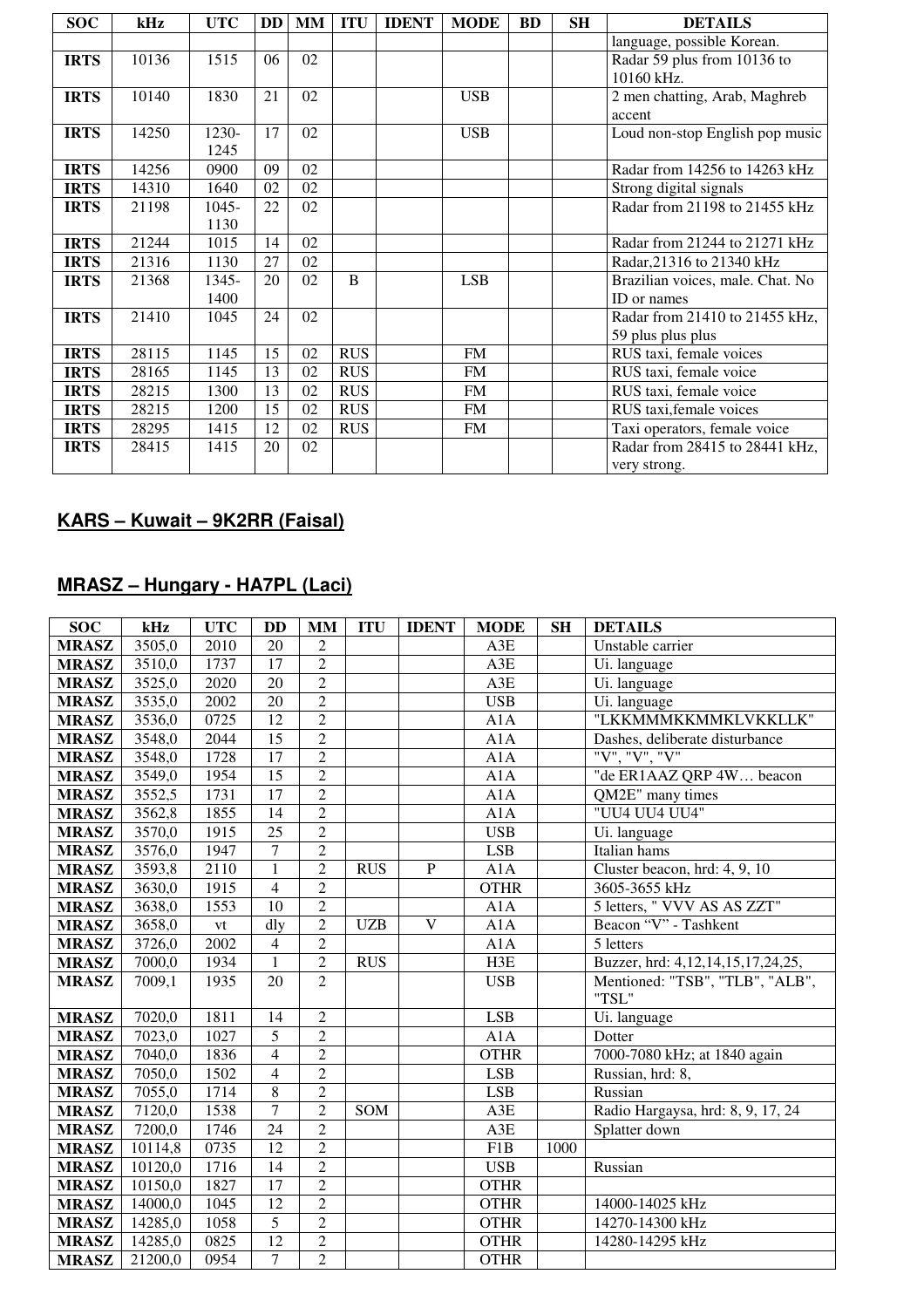| SOC | kHz | UTC | DD | MM | ITU | IDENT | MODE | BD | SH | DETAILS |
|---|---|---|---|---|---|---|---|---|---|---|
| | | | | | | | | | | language, possible Korean. |
| IRTS | 10136 | 1515 | 06 | 02 | | | | | | Radar 59 plus from 10136 to 10160 kHz. |
| IRTS | 10140 | 1830 | 21 | 02 | | | USB | | | 2 men chatting, Arab, Maghreb accent |
| IRTS | 14250 | 1230-1245 | 17 | 02 | | | USB | | | Loud non-stop English pop music |
| IRTS | 14256 | 0900 | 09 | 02 | | | | | | Radar from 14256 to 14263 kHz |
| IRTS | 14310 | 1640 | 02 | 02 | | | | | | Strong digital signals |
| IRTS | 21198 | 1045-1130 | 22 | 02 | | | | | | Radar from 21198 to 21455 kHz |
| IRTS | 21244 | 1015 | 14 | 02 | | | | | | Radar from 21244 to 21271 kHz |
| IRTS | 21316 | 1130 | 27 | 02 | | | | | | Radar,21316 to 21340 kHz |
| IRTS | 21368 | 1345-1400 | 20 | 02 | B | | LSB | | | Brazilian voices, male. Chat. No ID or names |
| IRTS | 21410 | 1045 | 24 | 02 | | | | | | Radar from 21410 to 21455 kHz, 59 plus plus plus |
| IRTS | 28115 | 1145 | 15 | 02 | RUS | | FM | | | RUS taxi, female voices |
| IRTS | 28165 | 1145 | 13 | 02 | RUS | | FM | | | RUS taxi, female voice |
| IRTS | 28215 | 1300 | 13 | 02 | RUS | | FM | | | RUS taxi, female voice |
| IRTS | 28215 | 1200 | 15 | 02 | RUS | | FM | | | RUS taxi,female voices |
| IRTS | 28295 | 1415 | 12 | 02 | RUS | | FM | | | Taxi operators, female voice |
| IRTS | 28415 | 1415 | 20 | 02 | | | | | | Radar from 28415 to 28441 kHz, very strong. |

## KARS – Kuwait – 9K2RR (Faisal)

## MRASZ – Hungary - HA7PL (Laci)

| SOC | kHz | UTC | DD | MM | ITU | IDENT | MODE | SH | DETAILS |
|---|---|---|---|---|---|---|---|---|---|
| MRASZ | 3505,0 | 2010 | 20 | 2 | | | A3E | | Unstable carrier |
| MRASZ | 3510,0 | 1737 | 17 | 2 | | | A3E | | Ui. language |
| MRASZ | 3525,0 | 2020 | 20 | 2 | | | A3E | | Ui. language |
| MRASZ | 3535,0 | 2002 | 20 | 2 | | | USB | | Ui. language |
| MRASZ | 3536,0 | 0725 | 12 | 2 | | | A1A | | "LKKMMMKKMMKLVKKLLK" |
| MRASZ | 3548,0 | 2044 | 15 | 2 | | | A1A | | Dashes, deliberate disturbance |
| MRASZ | 3548,0 | 1728 | 17 | 2 | | | A1A | | "V", "V", "V" |
| MRASZ | 3549,0 | 1954 | 15 | 2 | | | A1A | | "de ER1AAZ QRP 4W… beacon |
| MRASZ | 3552,5 | 1731 | 17 | 2 | | | A1A | | QM2E" many times |
| MRASZ | 3562,8 | 1855 | 14 | 2 | | | A1A | | "UU4 UU4 UU4" |
| MRASZ | 3570,0 | 1915 | 25 | 2 | | | USB | | Ui. language |
| MRASZ | 3576,0 | 1947 | 7 | 2 | | | LSB | | Italian hams |
| MRASZ | 3593,8 | 2110 | 1 | 2 | RUS | P | A1A | | Cluster beacon, hrd: 4, 9, 10 |
| MRASZ | 3630,0 | 1915 | 4 | 2 | | | OTHR | | 3605-3655 kHz |
| MRASZ | 3638,0 | 1553 | 10 | 2 | | | A1A | | 5 letters, " VVV AS AS ZZT" |
| MRASZ | 3658,0 | vt | dly | 2 | UZB | V | A1A | | Beacon “V” - Tashkent |
| MRASZ | 3726,0 | 2002 | 4 | 2 | | | A1A | | 5 letters |
| MRASZ | 7000,0 | 1934 | 1 | 2 | RUS | | H3E | | Buzzer, hrd: 4,12,14,15,17,24,25, |
| MRASZ | 7009,1 | 1935 | 20 | 2 | | | USB | | Mentioned: "TSB", "TLB", "ALB", "TSL" |
| MRASZ | 7020,0 | 1811 | 14 | 2 | | | LSB | | Ui. language |
| MRASZ | 7023,0 | 1027 | 5 | 2 | | | A1A | | Dotter |
| MRASZ | 7040,0 | 1836 | 4 | 2 | | | OTHR | | 7000-7080 kHz; at 1840 again |
| MRASZ | 7050,0 | 1502 | 4 | 2 | | | LSB | | Russian, hrd: 8, |
| MRASZ | 7055,0 | 1714 | 8 | 2 | | | LSB | | Russian |
| MRASZ | 7120,0 | 1538 | 7 | 2 | SOM | | A3E | | Radio Hargaysa, hrd: 8, 9, 17, 24 |
| MRASZ | 7200,0 | 1746 | 24 | 2 | | | A3E | | Splatter down |
| MRASZ | 10114,8 | 0735 | 12 | 2 | | | F1B | 1000 | |
| MRASZ | 10120,0 | 1716 | 14 | 2 | | | USB | | Russian |
| MRASZ | 10150,0 | 1827 | 17 | 2 | | | OTHR | | |
| MRASZ | 14000,0 | 1045 | 12 | 2 | | | OTHR | | 14000-14025 kHz |
| MRASZ | 14285,0 | 1058 | 5 | 2 | | | OTHR | | 14270-14300 kHz |
| MRASZ | 14285,0 | 0825 | 12 | 2 | | | OTHR | | 14280-14295 kHz |
| MRASZ | 21200,0 | 0954 | 7 | 2 | | | OTHR | | |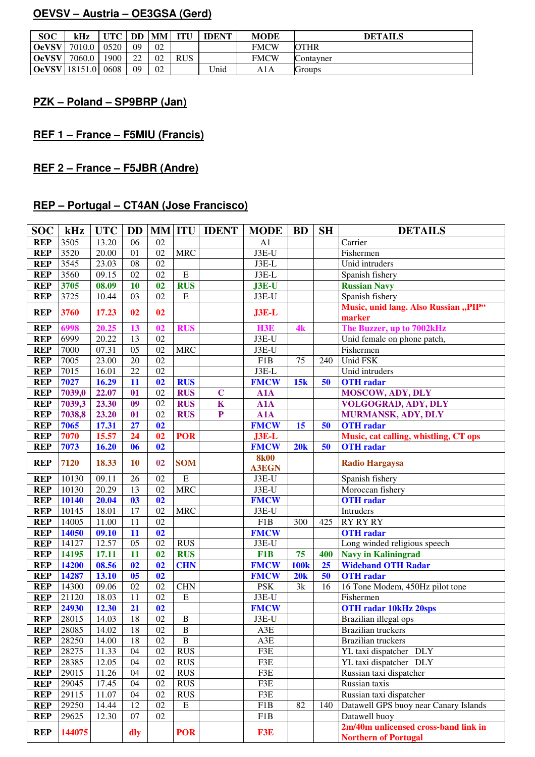## OEVSV – Austria – OE3GSA (Gerd)

| SOC | kHz | UTC | DD | MM | ITU | IDENT | MODE | DETAILS |
|---|---|---|---|---|---|---|---|---|
| OeVSV | 7010.0 | 0520 | 09 | 02 | | | FMCW | OTHR |
| OeVSV | 7060.0 | 1900 | 22 | 02 | RUS | | FMCW | Contayner |
| OeVSV | 18151.0 | 0608 | 09 | 02 | | Unid | A1A | Groups |

## PZK – Poland – SP9BRP (Jan)

## REF 1 – France – F5MIU (Francis)

## REF 2 – France – F5JBR (Andre)

## REP – Portugal – CT4AN (Jose Francisco)

| SOC | kHz | UTC | DD | MM | ITU | IDENT | MODE | BD | SH | DETAILS |
|---|---|---|---|---|---|---|---|---|---|---|
| REP | 3505 | 13.20 | 06 | 02 | | | A1 | | | Carrier |
| REP | 3520 | 20.00 | 01 | 02 | MRC | | J3E-U | | | Fishermen |
| REP | 3545 | 23.03 | 08 | 02 | | | J3E-L | | | Unid intruders |
| REP | 3560 | 09.15 | 02 | 02 | E | | J3E-L | | | Spanish fishery |
| REP | 3705 | 08.09 | 10 | 02 | RUS | | J3E-U | | | Russian Navy |
| REP | 3725 | 10.44 | 03 | 02 | E | | J3E-U | | | Spanish fishery |
| REP | 3760 | 17.23 | 02 | 02 | | | J3E-L | | | Music, unid lang. Also Russian „PIP“ marker |
| REP | 6998 | 20.25 | 13 | 02 | RUS | | H3E | 4k | | The Buzzer, up to 7002kHz |
| REP | 6999 | 20.22 | 13 | 02 | | | J3E-U | | | Unid female on phone patch, |
| REP | 7000 | 07.31 | 05 | 02 | MRC | | J3E-U | | | Fishermen |
| REP | 7005 | 23.00 | 20 | 02 | | | F1B | 75 | 240 | Unid FSK |
| REP | 7015 | 16.01 | 22 | 02 | | | J3E-L | | | Unid intruders |
| REP | 7027 | 16.29 | 11 | 02 | RUS | | FMCW | 15k | 50 | OTH radar |
| REP | 7039,0 | 22.07 | 01 | 02 | RUS | C | A1A | | | MOSCOW, ADY, DLY |
| REP | 7039,3 | 23.30 | 09 | 02 | RUS | K | A1A | | | VOLGOGRAD, ADY, DLY |
| REP | 7038,8 | 23.20 | 01 | 02 | RUS | P | A1A | | | MURMANSK, ADY, DLY |
| REP | 7065 | 17.31 | 27 | 02 | | | FMCW | 15 | 50 | OTH radar |
| REP | 7070 | 15.57 | 24 | 02 | POR | | J3E-L | | | Music, cat calling, whistling, CT ops |
| REP | 7073 | 16.20 | 06 | 02 | | | FMCW | 20k | 50 | OTH radar |
| REP | 7120 | 18.33 | 10 | 02 | SOM | | 8k00 A3EGN | | | Radio Hargaysa |
| REP | 10130 | 09.11 | 26 | 02 | E | | J3E-U | | | Spanish fishery |
| REP | 10130 | 20.29 | 13 | 02 | MRC | | J3E-U | | | Moroccan fishery |
| REP | 10140 | 20.04 | 03 | 02 | | | FMCW | | | OTH radar |
| REP | 10145 | 18.01 | 17 | 02 | MRC | | J3E-U | | | Intruders |
| REP | 14005 | 11.00 | 11 | 02 | | | F1B | 300 | 425 | RY RY RY |
| REP | 14050 | 09.10 | 11 | 02 | | | FMCW | | | OTH radar |
| REP | 14127 | 12.57 | 05 | 02 | RUS | | J3E-U | | | Long winded religious speech |
| REP | 14195 | 17.11 | 11 | 02 | RUS | | F1B | 75 | 400 | Navy in Kaliningrad |
| REP | 14200 | 08.56 | 02 | 02 | CHN | | FMCW | 100k | 25 | Wideband OTH Radar |
| REP | 14287 | 13.10 | 05 | 02 | | | FMCW | 20k | 50 | OTH radar |
| REP | 14300 | 09.06 | 02 | 02 | CHN | | PSK | 3k | 16 | 16 Tone Modem, 450Hz pilot tone |
| REP | 21120 | 18.03 | 11 | 02 | E | | J3E-U | | | Fishermen |
| REP | 24930 | 12.30 | 21 | 02 | | | FMCW | | | OTH radar 10kHz 20sps |
| REP | 28015 | 14.03 | 18 | 02 | B | | J3E-U | | | Brazilian illegal ops |
| REP | 28085 | 14.02 | 18 | 02 | B | | A3E | | | Brazilian truckers |
| REP | 28250 | 14.00 | 18 | 02 | B | | A3E | | | Brazilian truckers |
| REP | 28275 | 11.33 | 04 | 02 | RUS | | F3E | | | YL taxi dispatcher DLY |
| REP | 28385 | 12.05 | 04 | 02 | RUS | | F3E | | | YL taxi dispatcher DLY |
| REP | 29015 | 11.26 | 04 | 02 | RUS | | F3E | | | Russian taxi dispatcher |
| REP | 29045 | 17.45 | 04 | 02 | RUS | | F3E | | | Russian taxis |
| REP | 29115 | 11.07 | 04 | 02 | RUS | | F3E | | | Russian taxi dispatcher |
| REP | 29250 | 14.44 | 12 | 02 | E | | F1B | 82 | 140 | Datawell GPS buoy near Canary Islands |
| REP | 29625 | 12.30 | 07 | 02 | | | F1B | | | Datawell buoy |
| REP | 144075 | | dly | | POR | | F3E | | | 2m/40m unlicensed cross-band link in Northern of Portugal |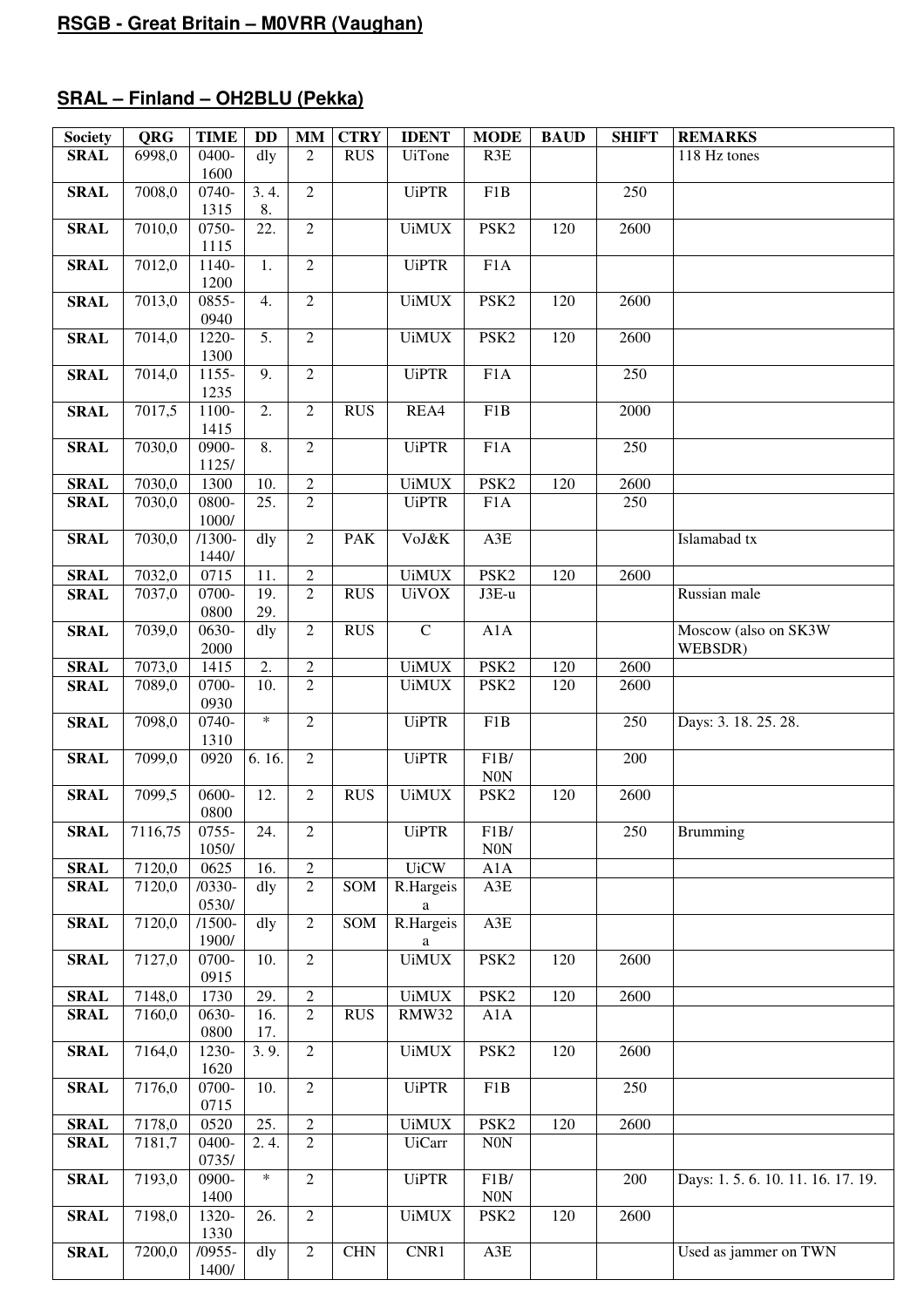## RSGB - Great Britain – M0VRR (Vaughan)

## SRAL – Finland – OH2BLU (Pekka)

| Society | QRG | TIME | DD | MM | CTRY | IDENT | MODE | BAUD | SHIFT | REMARKS |
|---|---|---|---|---|---|---|---|---|---|---|
| SRAL | 6998,0 | 0400-1600 | dly | 2 | RUS | UiTone | R3E | | | 118 Hz tones |
| SRAL | 7008,0 | 0740-1315 | 3. 4. 8. | 2 | | UiPTR | F1B | | 250 | |
| SRAL | 7010,0 | 0750-1115 | 22. | 2 | | UiMUX | PSK2 | 120 | 2600 | |
| SRAL | 7012,0 | 1140-1200 | 1. | 2 | | UiPTR | F1A | | | |
| SRAL | 7013,0 | 0855-0940 | 4. | 2 | | UiMUX | PSK2 | 120 | 2600 | |
| SRAL | 7014,0 | 1220-1300 | 5. | 2 | | UiMUX | PSK2 | 120 | 2600 | |
| SRAL | 7014,0 | 1155-1235 | 9. | 2 | | UiPTR | F1A | | 250 | |
| SRAL | 7017,5 | 1100-1415 | 2. | 2 | RUS | REA4 | F1B | | 2000 | |
| SRAL | 7030,0 | 0900-1125/ | 8. | 2 | | UiPTR | F1A | | 250 | |
| SRAL | 7030,0 | 1300 | 10. | 2 | | UiMUX | PSK2 | 120 | 2600 | |
| SRAL | 7030,0 | 0800-1000/ | 25. | 2 | | UiPTR | F1A | | 250 | |
| SRAL | 7030,0 | /1300-1440/ | dly | 2 | PAK | VoJ&K | A3E | | | Islamabad tx |
| SRAL | 7032,0 | 0715 | 11. | 2 | | UiMUX | PSK2 | 120 | 2600 | |
| SRAL | 7037,0 | 0700-0800 | 19. 29. | 2 | RUS | UiVOX | J3E-u | | | Russian male |
| SRAL | 7039,0 | 0630-2000 | dly | 2 | RUS | C | A1A | | | Moscow (also on SK3W WEBSDR) |
| SRAL | 7073,0 | 1415 | 2. | 2 | | UiMUX | PSK2 | 120 | 2600 | |
| SRAL | 7089,0 | 0700-0930 | 10. | 2 | | UiMUX | PSK2 | 120 | 2600 | |
| SRAL | 7098,0 | 0740-1310 | * | 2 | | UiPTR | F1B | | 250 | Days: 3. 18. 25. 28. |
| SRAL | 7099,0 | 0920 | 6. 16. | 2 | | UiPTR | F1B/N0N | | 200 | |
| SRAL | 7099,5 | 0600-0800 | 12. | 2 | RUS | UiMUX | PSK2 | 120 | 2600 | |
| SRAL | 7116,75 | 0755-1050/ | 24. | 2 | | UiPTR | F1B/N0N | | 250 | Brumming |
| SRAL | 7120,0 | 0625 | 16. | 2 | | UiCW | A1A | | | |
| SRAL | 7120,0 | /0330-0530/ | dly | 2 | SOM | R.Hargeisa | A3E | | | |
| SRAL | 7120,0 | /1500-1900/ | dly | 2 | SOM | R.Hargeisa | A3E | | | |
| SRAL | 7127,0 | 0700-0915 | 10. | 2 | | UiMUX | PSK2 | 120 | 2600 | |
| SRAL | 7148,0 | 1730 | 29. | 2 | | UiMUX | PSK2 | 120 | 2600 | |
| SRAL | 7160,0 | 0630-0800 | 16. 17. | 2 | RUS | RMW32 | A1A | | | |
| SRAL | 7164,0 | 1230-1620 | 3. 9. | 2 | | UiMUX | PSK2 | 120 | 2600 | |
| SRAL | 7176,0 | 0700-0715 | 10. | 2 | | UiPTR | F1B | | 250 | |
| SRAL | 7178,0 | 0520 | 25. | 2 | | UiMUX | PSK2 | 120 | 2600 | |
| SRAL | 7181,7 | 0400-0735/ | 2. 4. | 2 | | UiCarr | N0N | | | |
| SRAL | 7193,0 | 0900-1400 | * | 2 | | UiPTR | F1B/N0N | | 200 | Days: 1. 5. 6. 10. 11. 16. 17. 19. |
| SRAL | 7198,0 | 1320-1330 | 26. | 2 | | UiMUX | PSK2 | 120 | 2600 | |
| SRAL | 7200,0 | /0955-1400/ | dly | 2 | CHN | CNR1 | A3E | | | Used as jammer on TWN |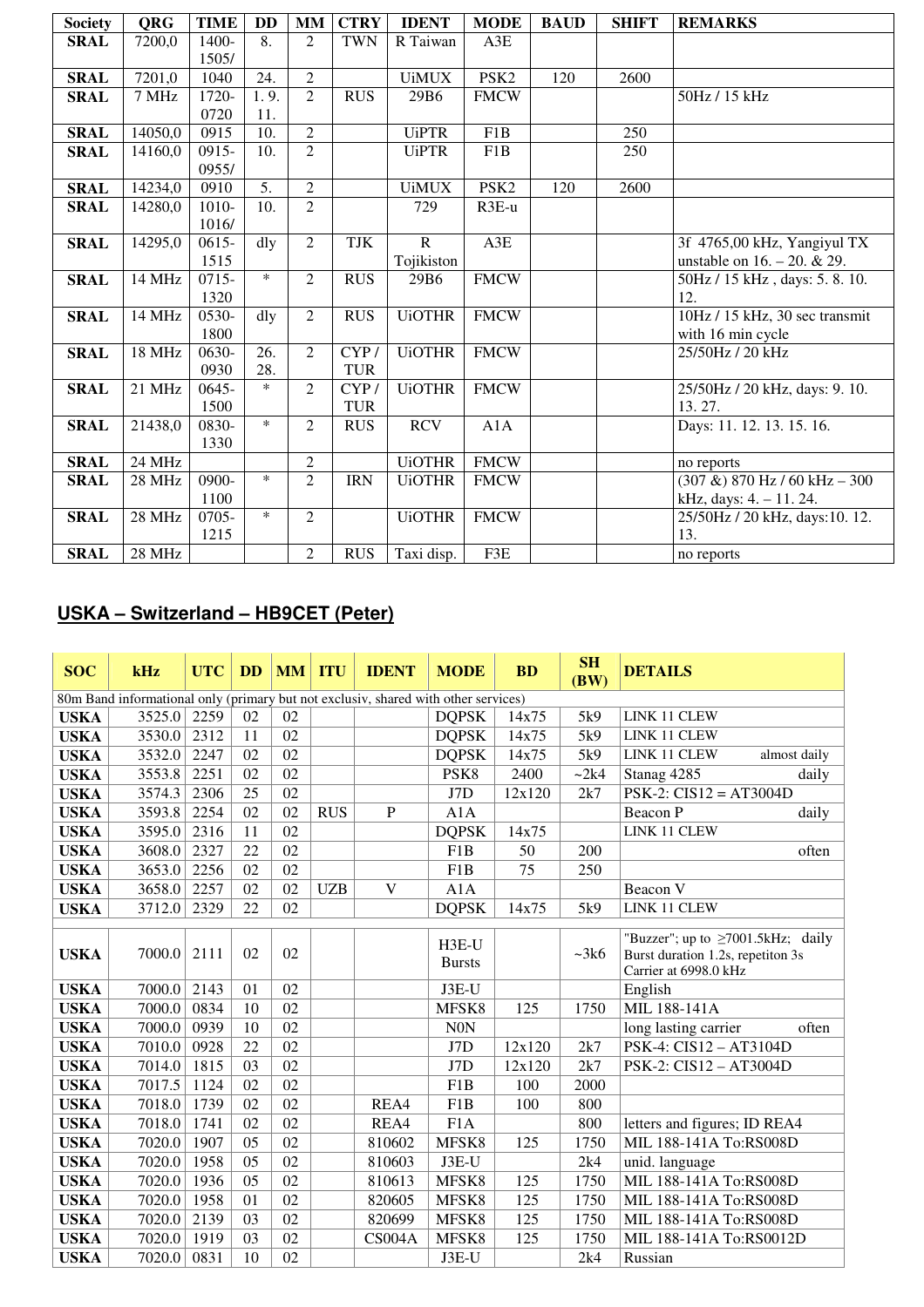| Society | QRG | TIME | DD | MM | CTRY | IDENT | MODE | BAUD | SHIFT | REMARKS |
|---|---|---|---|---|---|---|---|---|---|---|
| SRAL | 7200,0 | 1400-1505/ | 8. | 2 | TWN | R Taiwan | A3E | | | |
| SRAL | 7201,0 | 1040 | 24. | 2 | | UiMUX | PSK2 | 120 | 2600 | |
| SRAL | 7 MHz | 1720-0720 | 1. 9. 11. | 2 | RUS | 29B6 | FMCW | | | 50Hz / 15 kHz |
| SRAL | 14050,0 | 0915 | 10. | 2 | | UiPTR | F1B | | 250 | |
| SRAL | 14160,0 | 0915-0955/ | 10. | 2 | | UiPTR | F1B | | 250 | |
| SRAL | 14234,0 | 0910 | 5. | 2 | | UiMUX | PSK2 | 120 | 2600 | |
| SRAL | 14280,0 | 1010-1016/ | 10. | 2 | | 729 | R3E-u | | | |
| SRAL | 14295,0 | 0615-1515 | dly | 2 | TJK | R Tojikiston | A3E | | | 3f 4765,00 kHz, Yangiyul TX unstable on 16. – 20. & 29. |
| SRAL | 14 MHz | 0715-1320 | * | 2 | RUS | 29B6 | FMCW | | | 50Hz / 15 kHz , days: 5. 8. 10. 12. |
| SRAL | 14 MHz | 0530-1800 | dly | 2 | RUS | UiOTHR | FMCW | | | 10Hz / 15 kHz, 30 sec transmit with 16 min cycle |
| SRAL | 18 MHz | 0630-0930 | 26. 28. | 2 | CYP / TUR | UiOTHR | FMCW | | | 25/50Hz / 20 kHz |
| SRAL | 21 MHz | 0645-1500 | * | 2 | CYP / TUR | UiOTHR | FMCW | | | 25/50Hz / 20 kHz, days: 9. 10. 13. 27. |
| SRAL | 21438,0 | 0830-1330 | * | 2 | RUS | RCV | A1A | | | Days: 11. 12. 13. 15. 16. |
| SRAL | 24 MHz | | | 2 | | UiOTHR | FMCW | | | no reports |
| SRAL | 28 MHz | 0900-1100 | * | 2 | IRN | UiOTHR | FMCW | | | (307 &) 870 Hz / 60 kHz – 300 kHz, days: 4. – 11. 24. |
| SRAL | 28 MHz | 0705-1215 | * | 2 | | UiOTHR | FMCW | | | 25/50Hz / 20 kHz, days:10. 12. 13. |
| SRAL | 28 MHz | | | 2 | RUS | Taxi disp. | F3E | | | no reports |

## USKA – Switzerland – HB9CET (Peter)

| SOC | kHz | UTC | DD | MM | ITU | IDENT | MODE | BD | SH (BW) | DETAILS |
|---|---|---|---|---|---|---|---|---|---|---|
| 80m Band informational only (primary but not exclusiv, shared with other services) | | | | | | | | | | |
| USKA | 3525.0 | 2259 | 02 | 02 | | | DQPSK | 14x75 | 5k9 | LINK 11 CLEW |
| USKA | 3530.0 | 2312 | 11 | 02 | | | DQPSK | 14x75 | 5k9 | LINK 11 CLEW |
| USKA | 3532.0 | 2247 | 02 | 02 | | | DQPSK | 14x75 | 5k9 | LINK 11 CLEW almost daily |
| USKA | 3553.8 | 2251 | 02 | 02 | | | PSK8 | 2400 | ~2k4 | Stanag 4285 daily |
| USKA | 3574.3 | 2306 | 25 | 02 | | | J7D | 12x120 | 2k7 | PSK-2: CIS12 = AT3004D |
| USKA | 3593.8 | 2254 | 02 | 02 | RUS | P | A1A | | | Beacon P daily |
| USKA | 3595.0 | 2316 | 11 | 02 | | | DQPSK | 14x75 | | LINK 11 CLEW |
| USKA | 3608.0 | 2327 | 22 | 02 | | | F1B | 50 | 200 | often |
| USKA | 3653.0 | 2256 | 02 | 02 | | | F1B | 75 | 250 | |
| USKA | 3658.0 | 2257 | 02 | 02 | UZB | V | A1A | | | Beacon V |
| USKA | 3712.0 | 2329 | 22 | 02 | | | DQPSK | 14x75 | 5k9 | LINK 11 CLEW |
| | | | | | | | | | | |
| USKA | 7000.0 | 2111 | 02 | 02 | | | H3E-U Bursts | | ~3k6 | "Buzzer"; up to ≥7001.5kHz; daily Burst duration 1.2s, repetiton 3s Carrier at 6998.0 kHz |
| USKA | 7000.0 | 2143 | 01 | 02 | | | J3E-U | | | English |
| USKA | 7000.0 | 0834 | 10 | 02 | | | MFSK8 | 125 | 1750 | MIL 188-141A |
| USKA | 7000.0 | 0939 | 10 | 02 | | | N0N | | | long lasting carrier often |
| USKA | 7010.0 | 0928 | 22 | 02 | | | J7D | 12x120 | 2k7 | PSK-4: CIS12 – AT3104D |
| USKA | 7014.0 | 1815 | 03 | 02 | | | J7D | 12x120 | 2k7 | PSK-2: CIS12 – AT3004D |
| USKA | 7017.5 | 1124 | 02 | 02 | | | F1B | 100 | 2000 | |
| USKA | 7018.0 | 1739 | 02 | 02 | | REA4 | F1B | 100 | 800 | |
| USKA | 7018.0 | 1741 | 02 | 02 | | REA4 | F1A | | 800 | letters and figures; ID REA4 |
| USKA | 7020.0 | 1907 | 05 | 02 | | 810602 | MFSK8 | 125 | 1750 | MIL 188-141A To:RS008D |
| USKA | 7020.0 | 1958 | 05 | 02 | | 810603 | J3E-U | | 2k4 | unid. language |
| USKA | 7020.0 | 1936 | 05 | 02 | | 810613 | MFSK8 | 125 | 1750 | MIL 188-141A To:RS008D |
| USKA | 7020.0 | 1958 | 01 | 02 | | 820605 | MFSK8 | 125 | 1750 | MIL 188-141A To:RS008D |
| USKA | 7020.0 | 2139 | 03 | 02 | | 820699 | MFSK8 | 125 | 1750 | MIL 188-141A To:RS008D |
| USKA | 7020.0 | 1919 | 03 | 02 | | CS004A | MFSK8 | 125 | 1750 | MIL 188-141A To:RS0012D |
| USKA | 7020.0 | 0831 | 10 | 02 | | | J3E-U | | 2k4 | Russian |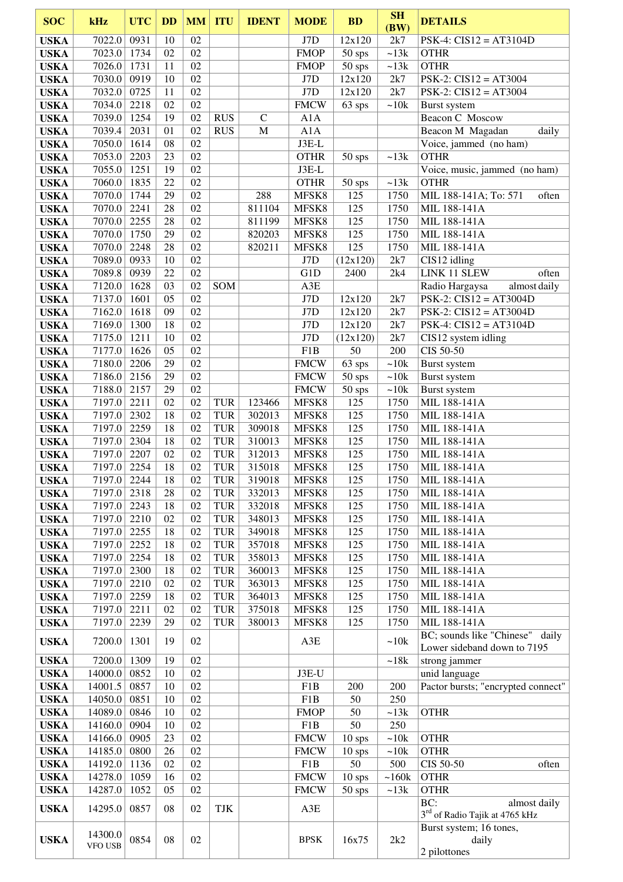| SOC | kHz | UTC | DD | MM | ITU | IDENT | MODE | BD | SH (BW) | DETAILS |
|---|---|---|---|---|---|---|---|---|---|---|
| USKA | 7022.0 | 0931 | 10 | 02 | | | J7D | 12x120 | 2k7 | PSK-4: CIS12 = AT3104D |
| USKA | 7023.0 | 1734 | 02 | 02 | | | FMOP | 50 sps | ~13k | OTHR |
| USKA | 7026.0 | 1731 | 11 | 02 | | | FMOP | 50 sps | ~13k | OTHR |
| USKA | 7030.0 | 0919 | 10 | 02 | | | J7D | 12x120 | 2k7 | PSK-2: CIS12 = AT3004 |
| USKA | 7032.0 | 0725 | 11 | 02 | | | J7D | 12x120 | 2k7 | PSK-2: CIS12 = AT3004 |
| USKA | 7034.0 | 2218 | 02 | 02 | | | FMCW | 63 sps | ~10k | Burst system |
| USKA | 7039.0 | 1254 | 19 | 02 | RUS | C | A1A | | | Beacon C Moscow |
| USKA | 7039.4 | 2031 | 01 | 02 | RUS | M | A1A | | | Beacon M Magadan daily |
| USKA | 7050.0 | 1614 | 08 | 02 | | | J3E-L | | | Voice, jammed (no ham) |
| USKA | 7053.0 | 2203 | 23 | 02 | | | OTHR | 50 sps | ~13k | OTHR |
| USKA | 7055.0 | 1251 | 19 | 02 | | | J3E-L | | | Voice, music, jammed (no ham) |
| USKA | 7060.0 | 1835 | 22 | 02 | | | OTHR | 50 sps | ~13k | OTHR |
| USKA | 7070.0 | 1744 | 29 | 02 | | 288 | MFSK8 | 125 | 1750 | MIL 188-141A; To: 571 often |
| USKA | 7070.0 | 2241 | 28 | 02 | | 811104 | MFSK8 | 125 | 1750 | MIL 188-141A |
| USKA | 7070.0 | 2255 | 28 | 02 | | 811199 | MFSK8 | 125 | 1750 | MIL 188-141A |
| USKA | 7070.0 | 1750 | 29 | 02 | | 820203 | MFSK8 | 125 | 1750 | MIL 188-141A |
| USKA | 7070.0 | 2248 | 28 | 02 | | 820211 | MFSK8 | 125 | 1750 | MIL 188-141A |
| USKA | 7089.0 | 0933 | 10 | 02 | | | J7D | (12x120) | 2k7 | CIS12 idling |
| USKA | 7089.8 | 0939 | 22 | 02 | | | G1D | 2400 | 2k4 | LINK 11 SLEW often |
| USKA | 7120.0 | 1628 | 03 | 02 | SOM | | A3E | | | Radio Hargaysa almost daily |
| USKA | 7137.0 | 1601 | 05 | 02 | | | J7D | 12x120 | 2k7 | PSK-2: CIS12 = AT3004D |
| USKA | 7162.0 | 1618 | 09 | 02 | | | J7D | 12x120 | 2k7 | PSK-2: CIS12 = AT3004D |
| USKA | 7169.0 | 1300 | 18 | 02 | | | J7D | 12x120 | 2k7 | PSK-4: CIS12 = AT3104D |
| USKA | 7175.0 | 1211 | 10 | 02 | | | J7D | (12x120) | 2k7 | CIS12 system idling |
| USKA | 7177.0 | 1626 | 05 | 02 | | | F1B | 50 | 200 | CIS 50-50 |
| USKA | 7180.0 | 2206 | 29 | 02 | | | FMCW | 63 sps | ~10k | Burst system |
| USKA | 7186.0 | 2156 | 29 | 02 | | | FMCW | 50 sps | ~10k | Burst system |
| USKA | 7188.0 | 2157 | 29 | 02 | | | FMCW | 50 sps | ~10k | Burst system |
| USKA | 7197.0 | 2211 | 02 | 02 | TUR | 123466 | MFSK8 | 125 | 1750 | MIL 188-141A |
| USKA | 7197.0 | 2302 | 18 | 02 | TUR | 302013 | MFSK8 | 125 | 1750 | MIL 188-141A |
| USKA | 7197.0 | 2259 | 18 | 02 | TUR | 309018 | MFSK8 | 125 | 1750 | MIL 188-141A |
| USKA | 7197.0 | 2304 | 18 | 02 | TUR | 310013 | MFSK8 | 125 | 1750 | MIL 188-141A |
| USKA | 7197.0 | 2207 | 02 | 02 | TUR | 312013 | MFSK8 | 125 | 1750 | MIL 188-141A |
| USKA | 7197.0 | 2254 | 18 | 02 | TUR | 315018 | MFSK8 | 125 | 1750 | MIL 188-141A |
| USKA | 7197.0 | 2244 | 18 | 02 | TUR | 319018 | MFSK8 | 125 | 1750 | MIL 188-141A |
| USKA | 7197.0 | 2318 | 28 | 02 | TUR | 332013 | MFSK8 | 125 | 1750 | MIL 188-141A |
| USKA | 7197.0 | 2243 | 18 | 02 | TUR | 332018 | MFSK8 | 125 | 1750 | MIL 188-141A |
| USKA | 7197.0 | 2210 | 02 | 02 | TUR | 348013 | MFSK8 | 125 | 1750 | MIL 188-141A |
| USKA | 7197.0 | 2255 | 18 | 02 | TUR | 349018 | MFSK8 | 125 | 1750 | MIL 188-141A |
| USKA | 7197.0 | 2252 | 18 | 02 | TUR | 357018 | MFSK8 | 125 | 1750 | MIL 188-141A |
| USKA | 7197.0 | 2254 | 18 | 02 | TUR | 358013 | MFSK8 | 125 | 1750 | MIL 188-141A |
| USKA | 7197.0 | 2300 | 18 | 02 | TUR | 360013 | MFSK8 | 125 | 1750 | MIL 188-141A |
| USKA | 7197.0 | 2210 | 02 | 02 | TUR | 363013 | MFSK8 | 125 | 1750 | MIL 188-141A |
| USKA | 7197.0 | 2259 | 18 | 02 | TUR | 364013 | MFSK8 | 125 | 1750 | MIL 188-141A |
| USKA | 7197.0 | 2211 | 02 | 02 | TUR | 375018 | MFSK8 | 125 | 1750 | MIL 188-141A |
| USKA | 7197.0 | 2239 | 29 | 02 | TUR | 380013 | MFSK8 | 125 | 1750 | MIL 188-141A |
| USKA | 7200.0 | 1301 | 19 | 02 | | | A3E | | ~10k | BC; sounds like "Chinese" daily Lower sideband down to 7195 |
| USKA | 7200.0 | 1309 | 19 | 02 | | | | | ~18k | strong jammer |
| USKA | 14000.0 | 0852 | 10 | 02 | | | J3E-U | | | unid language |
| USKA | 14001.5 | 0857 | 10 | 02 | | | F1B | 200 | 200 | Pactor bursts; "encrypted connect" |
| USKA | 14050.0 | 0851 | 10 | 02 | | | F1B | 50 | 250 | |
| USKA | 14089.0 | 0846 | 10 | 02 | | | FMOP | 50 | ~13k | OTHR |
| USKA | 14160.0 | 0904 | 10 | 02 | | | F1B | 50 | 250 | |
| USKA | 14166.0 | 0905 | 23 | 02 | | | FMCW | 10 sps | ~10k | OTHR |
| USKA | 14185.0 | 0800 | 26 | 02 | | | FMCW | 10 sps | ~10k | OTHR |
| USKA | 14192.0 | 1136 | 02 | 02 | | | F1B | 50 | 500 | CIS 50-50 often |
| USKA | 14278.0 | 1059 | 16 | 02 | | | FMCW | 10 sps | ~160k | OTHR |
| USKA | 14287.0 | 1052 | 05 | 02 | | | FMCW | 50 sps | ~13k | OTHR |
| USKA | 14295.0 | 0857 | 08 | 02 | TJK | | A3E | | | BC: almost daily 3rd of Radio Tajik at 4765 kHz |
| USKA | 14300.0 VFO USB | 0854 | 08 | 02 | | | BPSK | 16x75 | 2k2 | Burst system; 16 tones, daily 2 pilottones |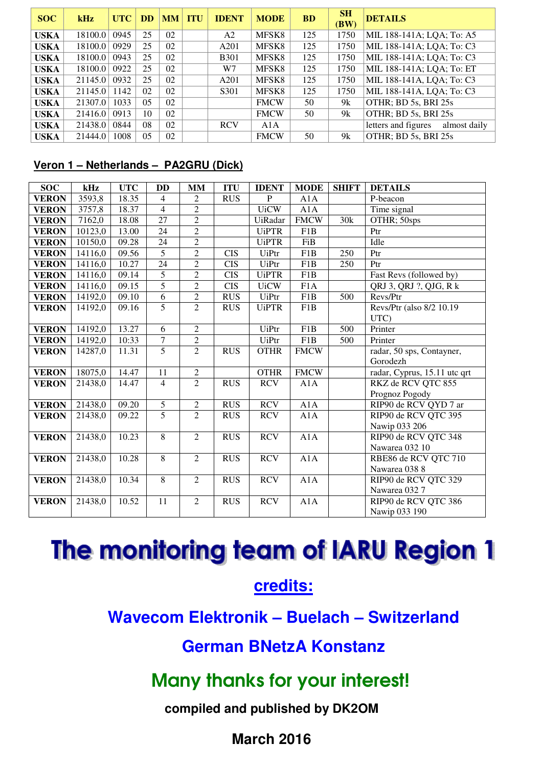| SOC | kHz | UTC | DD | MM | ITU | IDENT | MODE | BD | SH (BW) | DETAILS |
|---|---|---|---|---|---|---|---|---|---|---|
| USKA | 18100.0 | 0945 | 25 | 02 | | A2 | MFSK8 | 125 | 1750 | MIL 188-141A; LQA; To: A5 |
| USKA | 18100.0 | 0929 | 25 | 02 | | A201 | MFSK8 | 125 | 1750 | MIL 188-141A; LQA; To: C3 |
| USKA | 18100.0 | 0943 | 25 | 02 | | B301 | MFSK8 | 125 | 1750 | MIL 188-141A; LQA; To: C3 |
| USKA | 18100.0 | 0922 | 25 | 02 | | W7 | MFSK8 | 125 | 1750 | MIL 188-141A; LQA; To: ET |
| USKA | 21145.0 | 0932 | 25 | 02 | | A201 | MFSK8 | 125 | 1750 | MIL 188-141A, LQA; To: C3 |
| USKA | 21145.0 | 1142 | 02 | 02 | | S301 | MFSK8 | 125 | 1750 | MIL 188-141A, LQA; To: C3 |
| USKA | 21307.0 | 1033 | 05 | 02 | | | FMCW | 50 | 9k | OTHR; BD 5s, BRI 25s |
| USKA | 21416.0 | 0913 | 10 | 02 | | | FMCW | 50 | 9k | OTHR; BD 5s, BRI 25s |
| USKA | 21438.0 | 0844 | 08 | 02 | | RCV | A1A | | | letters and figures almost daily |
| USKA | 21444.0 | 1008 | 05 | 02 | | | FMCW | 50 | 9k | OTHR; BD 5s, BRI 25s |

## Veron 1 – Netherlands – PA2GRU (Dick)

| SOC | kHz | UTC | DD | MM | ITU | IDENT | MODE | SHIFT | DETAILS |
|---|---|---|---|---|---|---|---|---|---|
| VERON | 3593,8 | 18.35 | 4 | 2 | RUS | P | A1A | | P-beacon |
| VERON | 3757,8 | 18.37 | 4 | 2 | | UiCW | A1A | | Time signal |
| VERON | 7162,0 | 18.08 | 27 | 2 | | UiRadar | FMCW | 30k | OTHR; 50sps |
| VERON | 10123,0 | 13.00 | 24 | 2 | | UiPTR | F1B | | Ptr |
| VERON | 10150,0 | 09.28 | 24 | 2 | | UiPTR | FiB | | Idle |
| VERON | 14116,0 | 09.56 | 5 | 2 | CIS | UiPtr | F1B | 250 | Ptr |
| VERON | 14116,0 | 10.27 | 24 | 2 | CIS | UiPtr | F1B | 250 | Ptr |
| VERON | 14116,0 | 09.14 | 5 | 2 | CIS | UiPTR | F1B | | Fast Revs (followed by) |
| VERON | 14116,0 | 09.15 | 5 | 2 | CIS | UiCW | F1A | | QRJ 3, QRJ ?, QJG, R k |
| VERON | 14192,0 | 09.10 | 6 | 2 | RUS | UiPtr | F1B | 500 | Revs/Ptr |
| VERON | 14192,0 | 09.16 | 5 | 2 | RUS | UiPTR | F1B | | Revs/Ptr (also 8/2 10.19 UTC) |
| VERON | 14192,0 | 13.27 | 6 | 2 | | UiPtr | F1B | 500 | Printer |
| VERON | 14192,0 | 10:33 | 7 | 2 | | UiPtr | F1B | 500 | Printer |
| VERON | 14287,0 | 11.31 | 5 | 2 | RUS | OTHR | FMCW | | radar, 50 sps, Contayner, Gorodezh |
| VERON | 18075,0 | 14.47 | 11 | 2 | | OTHR | FMCW | | radar, Cyprus, 15.11 utc qrt |
| VERON | 21438,0 | 14.47 | 4 | 2 | RUS | RCV | A1A | | RKZ de RCV QTC 855 Prognoz Pogody |
| VERON | 21438,0 | 09.20 | 5 | 2 | RUS | RCV | A1A | | RIP90 de RCV QYD 7 ar |
| VERON | 21438,0 | 09.22 | 5 | 2 | RUS | RCV | A1A | | RIP90 de RCV QTC 395 Nawip 033 206 |
| VERON | 21438,0 | 10.23 | 8 | 2 | RUS | RCV | A1A | | RIP90 de RCV QTC 348 Nawarea 032 10 |
| VERON | 21438,0 | 10.28 | 8 | 2 | RUS | RCV | A1A | | RBE86 de RCV QTC 710 Nawarea 038 8 |
| VERON | 21438,0 | 10.34 | 8 | 2 | RUS | RCV | A1A | | RIP90 de RCV QTC 329 Nawarea 032 7 |
| VERON | 21438,0 | 10.52 | 11 | 2 | RUS | RCV | A1A | | RIP90 de RCV QTC 386 Nawip 033 190 |

# The monitoring team of IARU Region 1

## credits:

## Wavecom Elektronik – Buelach – Switzerland

## German BNetzA Konstanz

## Many thanks for your interest!

**compiled and published by DK2OM**

**March 2016**